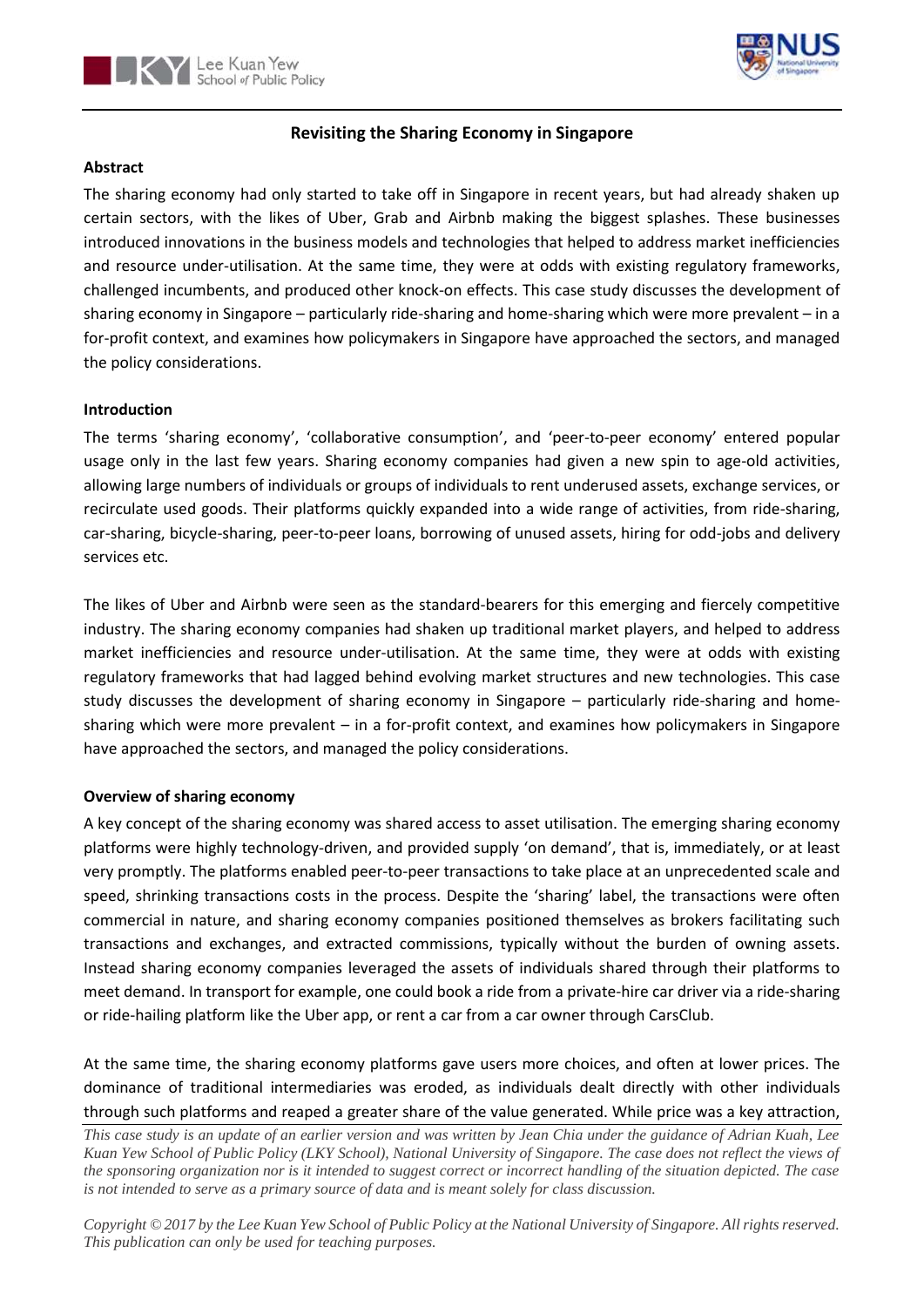# Revisiting the Sharing Economy in Singapore

**Abstract**

The sharing economy had only started to take off in Singapore in recent years, but had already shaken up certain sectors, with the likes of Uber, Grab and Airbnb making the biggest splashes. These businesses introduced innovations in the business models and technologies that helped to address market inefficiencies and resource under-utilisation. At the same time, they were at odds with existing regulatory frameworks, challenged incumbents, and produced other knock-on effects. This case study discusses the development of sharing economy in Singapore – particularly ride-sharing and home-sharing which were more prevalent – in a for-profit context, and examines how policymakers in Singapore have approached the sectors, and managed the policy considerations.

**Introduction**

The terms 'sharing economy', 'collaborative consumption', and 'peer-to-peer economy' entered popular usage only in the last few years. Sharing economy companies had given a new spin to age-old activities, allowing large numbers of individuals or groups of individuals to rent underused assets, exchange services, or recirculate used goods. Their platforms quickly expanded into a wide range of activities, from ride-sharing, car-sharing, bicycle-sharing, peer-to-peer loans, borrowing of unused assets, hiring for odd-jobs and delivery services etc.

The likes of Uber and Airbnb were seen as the standard-bearers for this emerging and fiercely competitive industry. The sharing economy companies had shaken up traditional market players, and helped to address market inefficiencies and resource under-utilisation. At the same time, they were at odds with existing regulatory frameworks that had lagged behind evolving market structures and new technologies. This case study discusses the development of sharing economy in Singapore – particularly ride-sharing and home-sharing which were more prevalent – in a for-profit context, and examines how policymakers in Singapore have approached the sectors, and managed the policy considerations.

**Overview of sharing economy**

A key concept of the sharing economy was shared access to asset utilisation. The emerging sharing economy platforms were highly technology-driven, and provided supply 'on demand', that is, immediately, or at least very promptly. The platforms enabled peer-to-peer transactions to take place at an unprecedented scale and speed, shrinking transactions costs in the process. Despite the 'sharing' label, the transactions were often commercial in nature, and sharing economy companies positioned themselves as brokers facilitating such transactions and exchanges, and extracted commissions, typically without the burden of owning assets. Instead sharing economy companies leveraged the assets of individuals shared through their platforms to meet demand. In transport for example, one could book a ride from a private-hire car driver via a ride-sharing or ride-hailing platform like the Uber app, or rent a car from a car owner through CarsClub.

At the same time, the sharing economy platforms gave users more choices, and often at lower prices. The dominance of traditional intermediaries was eroded, as individuals dealt directly with other individuals through such platforms and reaped a greater share of the value generated. While price was a key attraction,

*This case study is an update of an earlier version and was written by Jean Chia under the guidance of Adrian Kuah, Lee Kuan Yew School of Public Policy (LKY School), National University of Singapore. The case does not reflect the views of the sponsoring organization nor is it intended to suggest correct or incorrect handling of the situation depicted. The case is not intended to serve as a primary source of data and is meant solely for class discussion.*

*Copyright © 2017 by the Lee Kuan Yew School of Public Policy at the National University of Singapore. All rights reserved. This publication can only be used for teaching purposes.*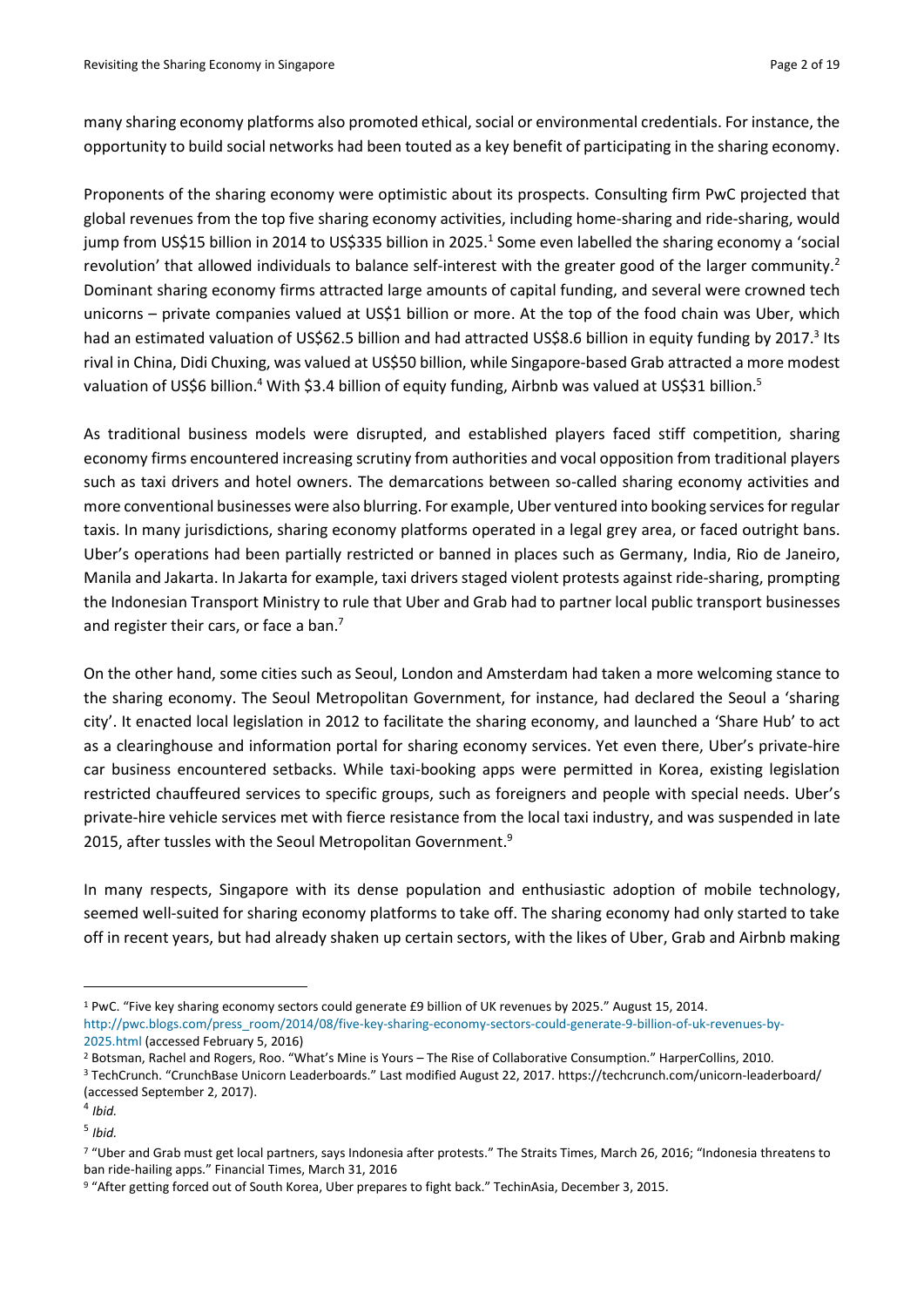many sharing economy platforms also promoted ethical, social or environmental credentials. For instance, the opportunity to build social networks had been touted as a key benefit of participating in the sharing economy.

Proponents of the sharing economy were optimistic about its prospects. Consulting firm PwC projected that global revenues from the top five sharing economy activities, including home-sharing and ride-sharing, would jump from US$15 billion in 2014 to US$335 billion in 2025.[1] Some even labelled the sharing economy a 'social revolution' that allowed individuals to balance self-interest with the greater good of the larger community.[2] Dominant sharing economy firms attracted large amounts of capital funding, and several were crowned tech unicorns – private companies valued at US$1 billion or more. At the top of the food chain was Uber, which had an estimated valuation of US$62.5 billion and had attracted US$8.6 billion in equity funding by 2017.[3] Its rival in China, Didi Chuxing, was valued at US$50 billion, while Singapore-based Grab attracted a more modest valuation of US$6 billion.[4] With $3.4 billion of equity funding, Airbnb was valued at US$31 billion.[5]

As traditional business models were disrupted, and established players faced stiff competition, sharing economy firms encountered increasing scrutiny from authorities and vocal opposition from traditional players such as taxi drivers and hotel owners. The demarcations between so-called sharing economy activities and more conventional businesses were also blurring. For example, Uber ventured into booking services for regular taxis. In many jurisdictions, sharing economy platforms operated in a legal grey area, or faced outright bans. Uber's operations had been partially restricted or banned in places such as Germany, India, Rio de Janeiro, Manila and Jakarta. In Jakarta for example, taxi drivers staged violent protests against ride-sharing, prompting the Indonesian Transport Ministry to rule that Uber and Grab had to partner local public transport businesses and register their cars, or face a ban.[7]

On the other hand, some cities such as Seoul, London and Amsterdam had taken a more welcoming stance to the sharing economy. The Seoul Metropolitan Government, for instance, had declared the Seoul a 'sharing city'. It enacted local legislation in 2012 to facilitate the sharing economy, and launched a 'Share Hub' to act as a clearinghouse and information portal for sharing economy services. Yet even there, Uber's private-hire car business encountered setbacks. While taxi-booking apps were permitted in Korea, existing legislation restricted chauffeured services to specific groups, such as foreigners and people with special needs. Uber's private-hire vehicle services met with fierce resistance from the local taxi industry, and was suspended in late 2015, after tussles with the Seoul Metropolitan Government.[9]

In many respects, Singapore with its dense population and enthusiastic adoption of mobile technology, seemed well-suited for sharing economy platforms to take off. The sharing economy had only started to take off in recent years, but had already shaken up certain sectors, with the likes of Uber, Grab and Airbnb making

---

[1] PwC. "Five key sharing economy sectors could generate £9 billion of UK revenues by 2025." August 15, 2014. http://pwc.blogs.com/press_room/2014/08/five-key-sharing-economy-sectors-could-generate-9-billion-of-uk-revenues-by-2025.html (accessed February 5, 2016)

[2] Botsman, Rachel and Rogers, Roo. "What's Mine is Yours – The Rise of Collaborative Consumption." HarperCollins, 2010.

[3] TechCrunch. "CrunchBase Unicorn Leaderboards." Last modified August 22, 2017. https://techcrunch.com/unicorn-leaderboard/ (accessed September 2, 2017).

[4] *Ibid.*

[5] *Ibid.*

[7] "Uber and Grab must get local partners, says Indonesia after protests." The Straits Times, March 26, 2016; "Indonesia threatens to ban ride-hailing apps." Financial Times, March 31, 2016

[9] "After getting forced out of South Korea, Uber prepares to fight back." TechinAsia, December 3, 2015.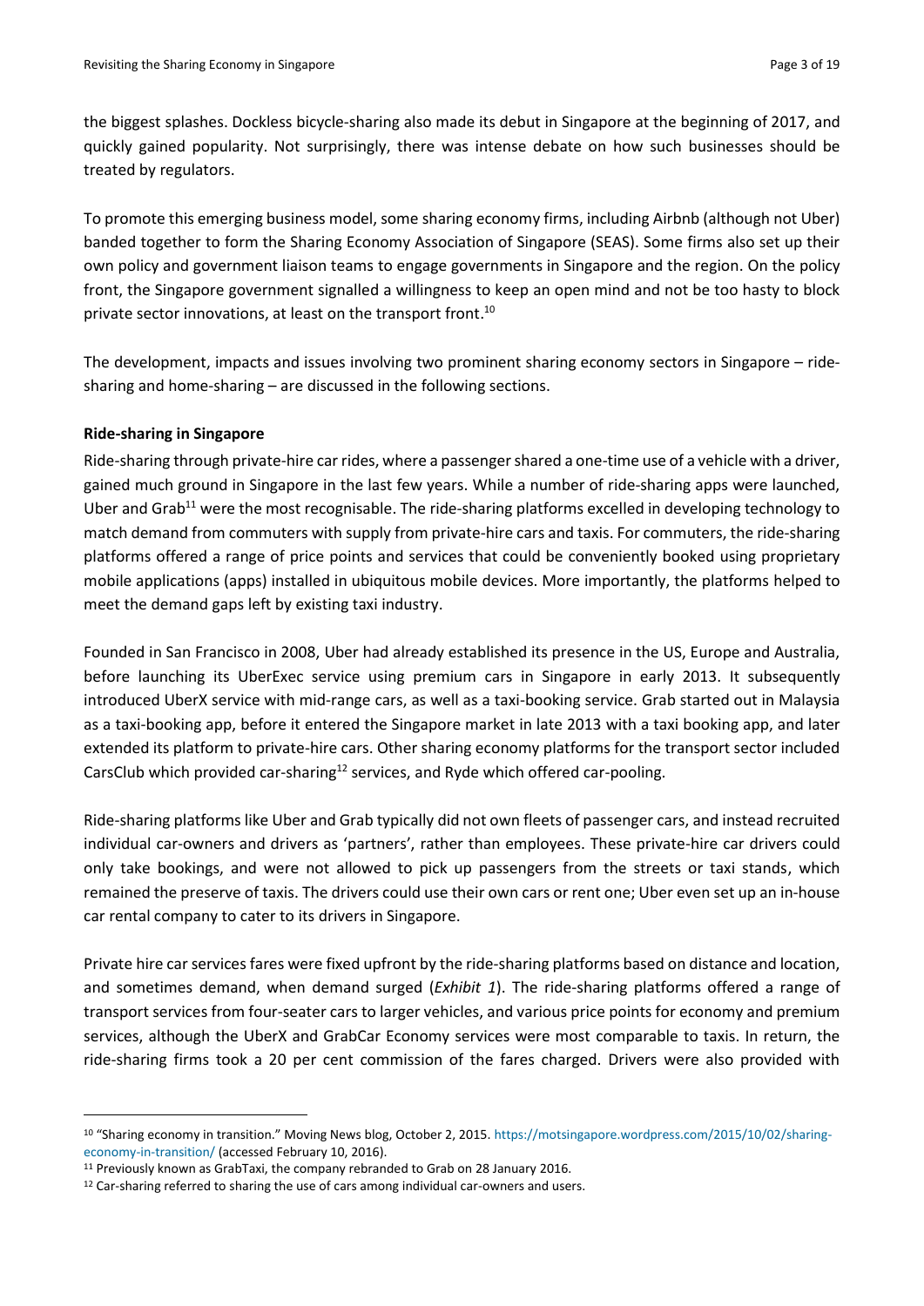the biggest splashes. Dockless bicycle-sharing also made its debut in Singapore at the beginning of 2017, and quickly gained popularity. Not surprisingly, there was intense debate on how such businesses should be treated by regulators.

To promote this emerging business model, some sharing economy firms, including Airbnb (although not Uber) banded together to form the Sharing Economy Association of Singapore (SEAS). Some firms also set up their own policy and government liaison teams to engage governments in Singapore and the region. On the policy front, the Singapore government signalled a willingness to keep an open mind and not be too hasty to block private sector innovations, at least on the transport front.[10]

The development, impacts and issues involving two prominent sharing economy sectors in Singapore – ride-sharing and home-sharing – are discussed in the following sections.

**Ride-sharing in Singapore**

Ride-sharing through private-hire car rides, where a passenger shared a one-time use of a vehicle with a driver, gained much ground in Singapore in the last few years. While a number of ride-sharing apps were launched, Uber and Grab[11] were the most recognisable. The ride-sharing platforms excelled in developing technology to match demand from commuters with supply from private-hire cars and taxis. For commuters, the ride-sharing platforms offered a range of price points and services that could be conveniently booked using proprietary mobile applications (apps) installed in ubiquitous mobile devices. More importantly, the platforms helped to meet the demand gaps left by existing taxi industry.

Founded in San Francisco in 2008, Uber had already established its presence in the US, Europe and Australia, before launching its UberExec service using premium cars in Singapore in early 2013. It subsequently introduced UberX service with mid-range cars, as well as a taxi-booking service. Grab started out in Malaysia as a taxi-booking app, before it entered the Singapore market in late 2013 with a taxi booking app, and later extended its platform to private-hire cars. Other sharing economy platforms for the transport sector included CarsClub which provided car-sharing[12] services, and Ryde which offered car-pooling.

Ride-sharing platforms like Uber and Grab typically did not own fleets of passenger cars, and instead recruited individual car-owners and drivers as 'partners', rather than employees. These private-hire car drivers could only take bookings, and were not allowed to pick up passengers from the streets or taxi stands, which remained the preserve of taxis. The drivers could use their own cars or rent one; Uber even set up an in-house car rental company to cater to its drivers in Singapore.

Private hire car services fares were fixed upfront by the ride-sharing platforms based on distance and location, and sometimes demand, when demand surged (*Exhibit 1*). The ride-sharing platforms offered a range of transport services from four-seater cars to larger vehicles, and various price points for economy and premium services, although the UberX and GrabCar Economy services were most comparable to taxis. In return, the ride-sharing firms took a 20 per cent commission of the fares charged. Drivers were also provided with

---

[10] "Sharing economy in transition." Moving News blog, October 2, 2015. https://motsingapore.wordpress.com/2015/10/02/sharing-economy-in-transition/ (accessed February 10, 2016).

[11] Previously known as GrabTaxi, the company rebranded to Grab on 28 January 2016.

[12] Car-sharing referred to sharing the use of cars among individual car-owners and users.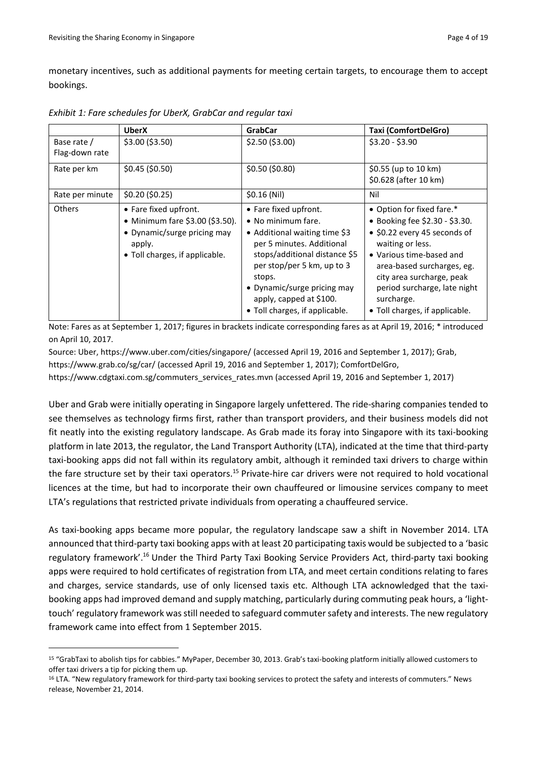monetary incentives, such as additional payments for meeting certain targets, to encourage them to accept bookings.

*Exhibit 1: Fare schedules for UberX, GrabCar and regular taxi*

| | **UberX** | **GrabCar** | **Taxi (ComfortDelGro)** |
|---|---|---|---|
| Base rate / Flag-down rate | $3.00 ($3.50) | $2.50 ($3.00) | $3.20 - $3.90 |
| Rate per km | $0.45 ($0.50) | $0.50 ($0.80) | $0.55 (up to 10 km)<br>$0.628 (after 10 km) |
| Rate per minute | $0.20 ($0.25) | $0.16 (Nil) | Nil |
| Others | • Fare fixed upfront.<br>• Minimum fare $3.00 ($3.50).<br>• Dynamic/surge pricing may apply.<br>• Toll charges, if applicable. | • Fare fixed upfront.<br>• No minimum fare.<br>• Additional waiting time $3 per 5 minutes. Additional stops/additional distance $5 per stop/per 5 km, up to 3 stops.<br>• Dynamic/surge pricing may apply, capped at $100.<br>• Toll charges, if applicable. | • Option for fixed fare.*<br>• Booking fee $2.30 - $3.30.<br>• $0.22 every 45 seconds of waiting or less.<br>• Various time-based and area-based surcharges, eg. city area surcharge, peak period surcharge, late night surcharge.<br>• Toll charges, if applicable. |

Note: Fares as at September 1, 2017; figures in brackets indicate corresponding fares as at April 19, 2016; * introduced on April 10, 2017.

Source: Uber, https://www.uber.com/cities/singapore/ (accessed April 19, 2016 and September 1, 2017); Grab, https://www.grab.co/sg/car/ (accessed April 19, 2016 and September 1, 2017); ComfortDelGro, https://www.cdgtaxi.com.sg/commuters_services_rates.mvn (accessed April 19, 2016 and September 1, 2017)

Uber and Grab were initially operating in Singapore largely unfettered. The ride-sharing companies tended to see themselves as technology firms first, rather than transport providers, and their business models did not fit neatly into the existing regulatory landscape. As Grab made its foray into Singapore with its taxi-booking platform in late 2013, the regulator, the Land Transport Authority (LTA), indicated at the time that third-party taxi-booking apps did not fall within its regulatory ambit, although it reminded taxi drivers to charge within the fare structure set by their taxi operators.[15] Private-hire car drivers were not required to hold vocational licences at the time, but had to incorporate their own chauffeured or limousine services company to meet LTA's regulations that restricted private individuals from operating a chauffeured service.

As taxi-booking apps became more popular, the regulatory landscape saw a shift in November 2014. LTA announced that third-party taxi booking apps with at least 20 participating taxis would be subjected to a 'basic regulatory framework'.[16] Under the Third Party Taxi Booking Service Providers Act, third-party taxi booking apps were required to hold certificates of registration from LTA, and meet certain conditions relating to fares and charges, service standards, use of only licensed taxis etc. Although LTA acknowledged that the taxi-booking apps had improved demand and supply matching, particularly during commuting peak hours, a 'light-touch' regulatory framework was still needed to safeguard commuter safety and interests. The new regulatory framework came into effect from 1 September 2015.

---

[15] "GrabTaxi to abolish tips for cabbies." MyPaper, December 30, 2013. Grab's taxi-booking platform initially allowed customers to offer taxi drivers a tip for picking them up.

[16] LTA. "New regulatory framework for third-party taxi booking services to protect the safety and interests of commuters." News release, November 21, 2014.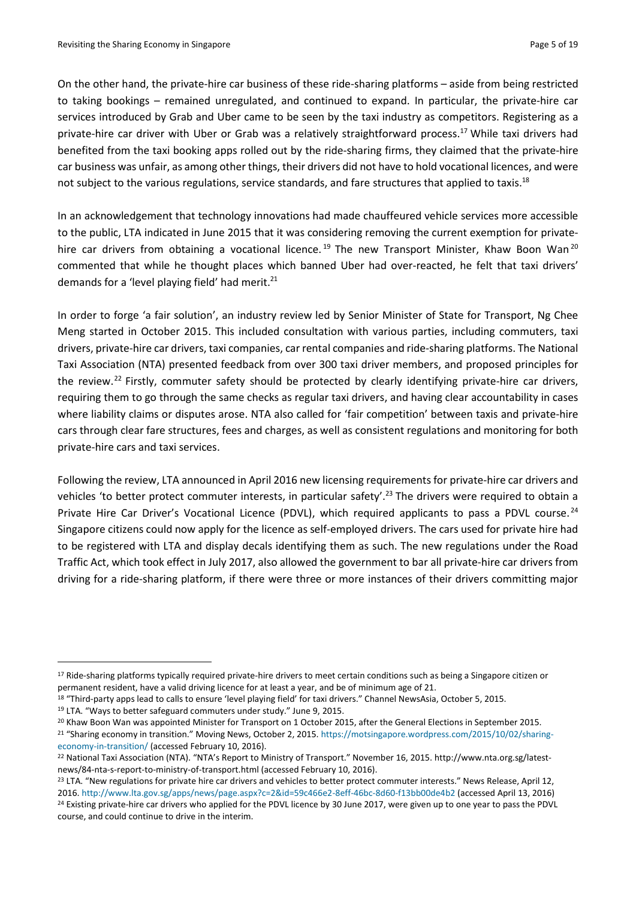On the other hand, the private-hire car business of these ride-sharing platforms – aside from being restricted to taking bookings – remained unregulated, and continued to expand. In particular, the private-hire car services introduced by Grab and Uber came to be seen by the taxi industry as competitors. Registering as a private-hire car driver with Uber or Grab was a relatively straightforward process.[17] While taxi drivers had benefited from the taxi booking apps rolled out by the ride-sharing firms, they claimed that the private-hire car business was unfair, as among other things, their drivers did not have to hold vocational licences, and were not subject to the various regulations, service standards, and fare structures that applied to taxis.[18]

In an acknowledgement that technology innovations had made chauffeured vehicle services more accessible to the public, LTA indicated in June 2015 that it was considering removing the current exemption for private-hire car drivers from obtaining a vocational licence.[19] The new Transport Minister, Khaw Boon Wan[20] commented that while he thought places which banned Uber had over-reacted, he felt that taxi drivers' demands for a 'level playing field' had merit.[21]

In order to forge 'a fair solution', an industry review led by Senior Minister of State for Transport, Ng Chee Meng started in October 2015. This included consultation with various parties, including commuters, taxi drivers, private-hire car drivers, taxi companies, car rental companies and ride-sharing platforms. The National Taxi Association (NTA) presented feedback from over 300 taxi driver members, and proposed principles for the review.[22] Firstly, commuter safety should be protected by clearly identifying private-hire car drivers, requiring them to go through the same checks as regular taxi drivers, and having clear accountability in cases where liability claims or disputes arose. NTA also called for 'fair competition' between taxis and private-hire cars through clear fare structures, fees and charges, as well as consistent regulations and monitoring for both private-hire cars and taxi services.

Following the review, LTA announced in April 2016 new licensing requirements for private-hire car drivers and vehicles 'to better protect commuter interests, in particular safety'.[23] The drivers were required to obtain a Private Hire Car Driver's Vocational Licence (PDVL), which required applicants to pass a PDVL course.[24] Singapore citizens could now apply for the licence as self-employed drivers. The cars used for private hire had to be registered with LTA and display decals identifying them as such. The new regulations under the Road Traffic Act, which took effect in July 2017, also allowed the government to bar all private-hire car drivers from driving for a ride-sharing platform, if there were three or more instances of their drivers committing major

---

[17] Ride-sharing platforms typically required private-hire drivers to meet certain conditions such as being a Singapore citizen or permanent resident, have a valid driving licence for at least a year, and be of minimum age of 21.

[18] "Third-party apps lead to calls to ensure 'level playing field' for taxi drivers." Channel NewsAsia, October 5, 2015.

[19] LTA. "Ways to better safeguard commuters under study." June 9, 2015.

[20] Khaw Boon Wan was appointed Minister for Transport on 1 October 2015, after the General Elections in September 2015.

[21] "Sharing economy in transition." Moving News, October 2, 2015. https://motsingapore.wordpress.com/2015/10/02/sharing-economy-in-transition/ (accessed February 10, 2016).

[22] National Taxi Association (NTA). "NTA's Report to Ministry of Transport." November 16, 2015. http://www.nta.org.sg/latest-news/84-nta-s-report-to-ministry-of-transport.html (accessed February 10, 2016).

[23] LTA. "New regulations for private hire car drivers and vehicles to better protect commuter interests." News Release, April 12, 2016. http://www.lta.gov.sg/apps/news/page.aspx?c=2&id=59c466e2-8eff-46bc-8d60-f13bb00de4b2 (accessed April 13, 2016)

[24] Existing private-hire car drivers who applied for the PDVL licence by 30 June 2017, were given up to one year to pass the PDVL course, and could continue to drive in the interim.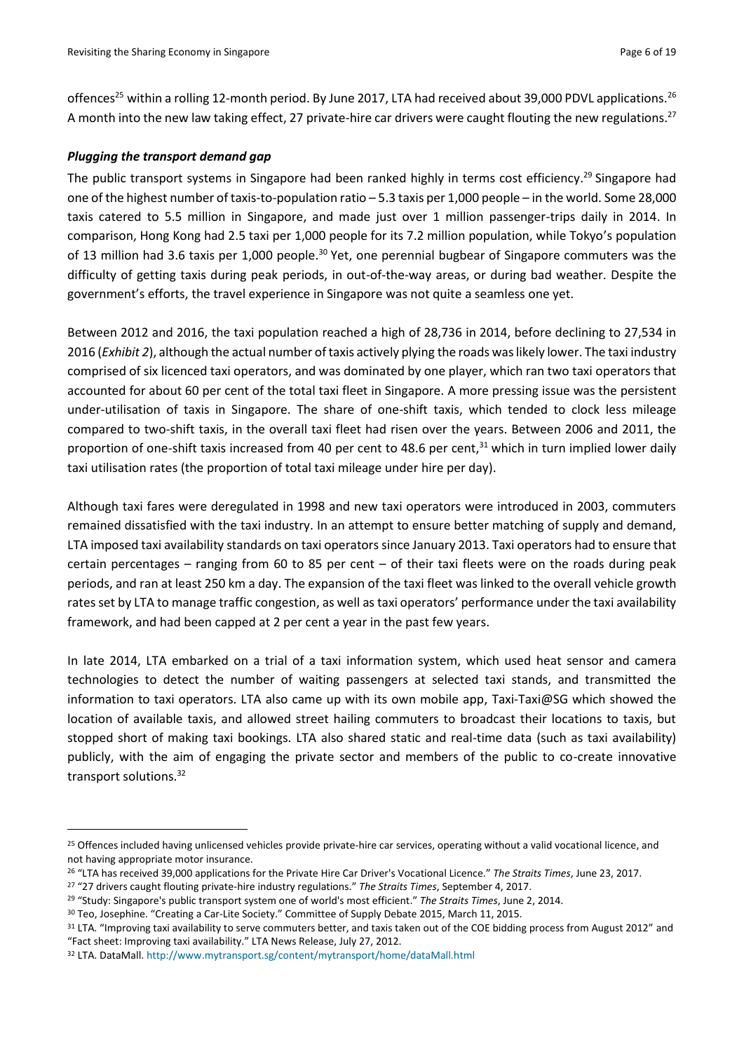offences[25] within a rolling 12-month period. By June 2017, LTA had received about 39,000 PDVL applications.[26] A month into the new law taking effect, 27 private-hire car drivers were caught flouting the new regulations.[27]

### *Plugging the transport demand gap*

The public transport systems in Singapore had been ranked highly in terms cost efficiency.[29] Singapore had one of the highest number of taxis-to-population ratio – 5.3 taxis per 1,000 people – in the world. Some 28,000 taxis catered to 5.5 million in Singapore, and made just over 1 million passenger-trips daily in 2014. In comparison, Hong Kong had 2.5 taxi per 1,000 people for its 7.2 million population, while Tokyo's population of 13 million had 3.6 taxis per 1,000 people.[30] Yet, one perennial bugbear of Singapore commuters was the difficulty of getting taxis during peak periods, in out-of-the-way areas, or during bad weather. Despite the government's efforts, the travel experience in Singapore was not quite a seamless one yet.

Between 2012 and 2016, the taxi population reached a high of 28,736 in 2014, before declining to 27,534 in 2016 (*Exhibit 2*), although the actual number of taxis actively plying the roads was likely lower. The taxi industry comprised of six licenced taxi operators, and was dominated by one player, which ran two taxi operators that accounted for about 60 per cent of the total taxi fleet in Singapore. A more pressing issue was the persistent under-utilisation of taxis in Singapore. The share of one-shift taxis, which tended to clock less mileage compared to two-shift taxis, in the overall taxi fleet had risen over the years. Between 2006 and 2011, the proportion of one-shift taxis increased from 40 per cent to 48.6 per cent,[31] which in turn implied lower daily taxi utilisation rates (the proportion of total taxi mileage under hire per day).

Although taxi fares were deregulated in 1998 and new taxi operators were introduced in 2003, commuters remained dissatisfied with the taxi industry. In an attempt to ensure better matching of supply and demand, LTA imposed taxi availability standards on taxi operators since January 2013. Taxi operators had to ensure that certain percentages – ranging from 60 to 85 per cent – of their taxi fleets were on the roads during peak periods, and ran at least 250 km a day. The expansion of the taxi fleet was linked to the overall vehicle growth rates set by LTA to manage traffic congestion, as well as taxi operators' performance under the taxi availability framework, and had been capped at 2 per cent a year in the past few years.

In late 2014, LTA embarked on a trial of a taxi information system, which used heat sensor and camera technologies to detect the number of waiting passengers at selected taxi stands, and transmitted the information to taxi operators. LTA also came up with its own mobile app, Taxi-Taxi@SG which showed the location of available taxis, and allowed street hailing commuters to broadcast their locations to taxis, but stopped short of making taxi bookings. LTA also shared static and real-time data (such as taxi availability) publicly, with the aim of engaging the private sector and members of the public to co-create innovative transport solutions.[32]

---

[25] Offences included having unlicensed vehicles provide private-hire car services, operating without a valid vocational licence, and not having appropriate motor insurance.

[26] "LTA has received 39,000 applications for the Private Hire Car Driver's Vocational Licence." *The Straits Times*, June 23, 2017.

[27] "27 drivers caught flouting private-hire industry regulations." *The Straits Times*, September 4, 2017.

[29] "Study: Singapore's public transport system one of world's most efficient." *The Straits Times*, June 2, 2014.

[30] Teo, Josephine. "Creating a Car-Lite Society." Committee of Supply Debate 2015, March 11, 2015.

[31] LTA. "Improving taxi availability to serve commuters better, and taxis taken out of the COE bidding process from August 2012" and "Fact sheet: Improving taxi availability." LTA News Release, July 27, 2012.

[32] LTA. DataMall. http://www.mytransport.sg/content/mytransport/home/dataMall.html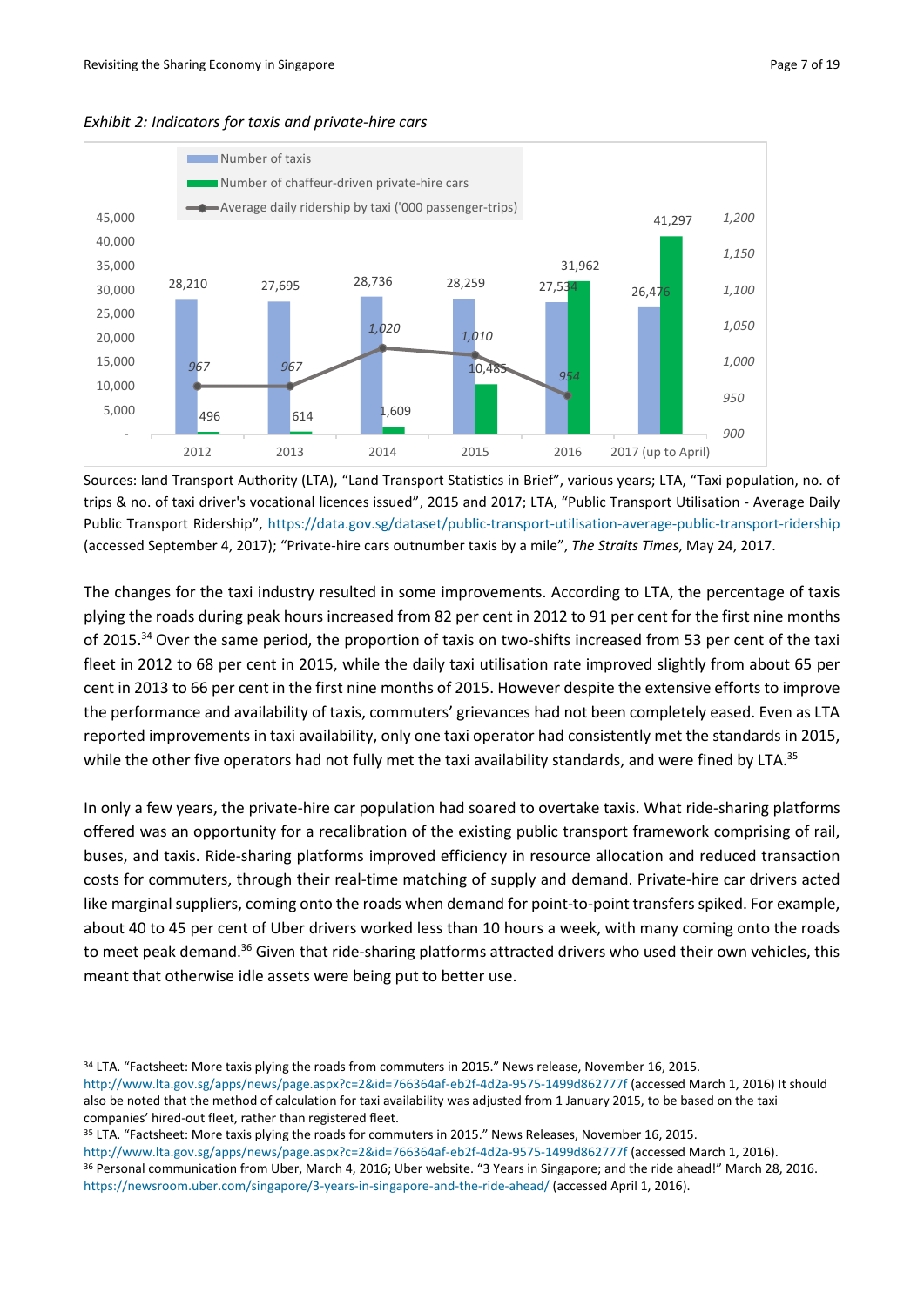*Exhibit 2: Indicators for taxis and private-hire cars*

| | 2012 | 2013 | 2014 | 2015 | 2016 | 2017 (up to April) |
|---|---|---|---|---|---|---|
| Number of taxis | 28,210 | 27,695 | 28,736 | 28,259 | 27,534 | 26,476 |
| Number of chauffeur-driven private-hire cars | 496 | 614 | 1,609 | 10,485 | 31,962 | 41,297 |
| Average daily ridership by taxi ('000 passenger-trips) | 967 | 967 | 1,020 | 1,010 | 954 | |

Sources: land Transport Authority (LTA), "Land Transport Statistics in Brief", various years; LTA, "Taxi population, no. of trips & no. of taxi driver's vocational licences issued", 2015 and 2017; LTA, "Public Transport Utilisation - Average Daily Public Transport Ridership", https://data.gov.sg/dataset/public-transport-utilisation-average-public-transport-ridership (accessed September 4, 2017); "Private-hire cars outnumber taxis by a mile", *The Straits Times*, May 24, 2017.

The changes for the taxi industry resulted in some improvements. According to LTA, the percentage of taxis plying the roads during peak hours increased from 82 per cent in 2012 to 91 per cent for the first nine months of 2015.[34] Over the same period, the proportion of taxis on two-shifts increased from 53 per cent of the taxi fleet in 2012 to 68 per cent in 2015, while the daily taxi utilisation rate improved slightly from about 65 per cent in 2013 to 66 per cent in the first nine months of 2015. However despite the extensive efforts to improve the performance and availability of taxis, commuters' grievances had not been completely eased. Even as LTA reported improvements in taxi availability, only one taxi operator had consistently met the standards in 2015, while the other five operators had not fully met the taxi availability standards, and were fined by LTA.[35]

In only a few years, the private-hire car population had soared to overtake taxis. What ride-sharing platforms offered was an opportunity for a recalibration of the existing public transport framework comprising of rail, buses, and taxis. Ride-sharing platforms improved efficiency in resource allocation and reduced transaction costs for commuters, through their real-time matching of supply and demand. Private-hire car drivers acted like marginal suppliers, coming onto the roads when demand for point-to-point transfers spiked. For example, about 40 to 45 per cent of Uber drivers worked less than 10 hours a week, with many coming onto the roads to meet peak demand.[36] Given that ride-sharing platforms attracted drivers who used their own vehicles, this meant that otherwise idle assets were being put to better use.

---

[34] LTA. "Factsheet: More taxis plying the roads from commuters in 2015." News release, November 16, 2015. http://www.lta.gov.sg/apps/news/page.aspx?c=2&id=766364af-eb2f-4d2a-9575-1499d862777f (accessed March 1, 2016) It should also be noted that the method of calculation for taxi availability was adjusted from 1 January 2015, to be based on the taxi companies' hired-out fleet, rather than registered fleet.

[35] LTA. "Factsheet: More taxis plying the roads for commuters in 2015." News Releases, November 16, 2015. http://www.lta.gov.sg/apps/news/page.aspx?c=2&id=766364af-eb2f-4d2a-9575-1499d862777f (accessed March 1, 2016).

[36] Personal communication from Uber, March 4, 2016; Uber website. "3 Years in Singapore; and the ride ahead!" March 28, 2016. https://newsroom.uber.com/singapore/3-years-in-singapore-and-the-ride-ahead/ (accessed April 1, 2016).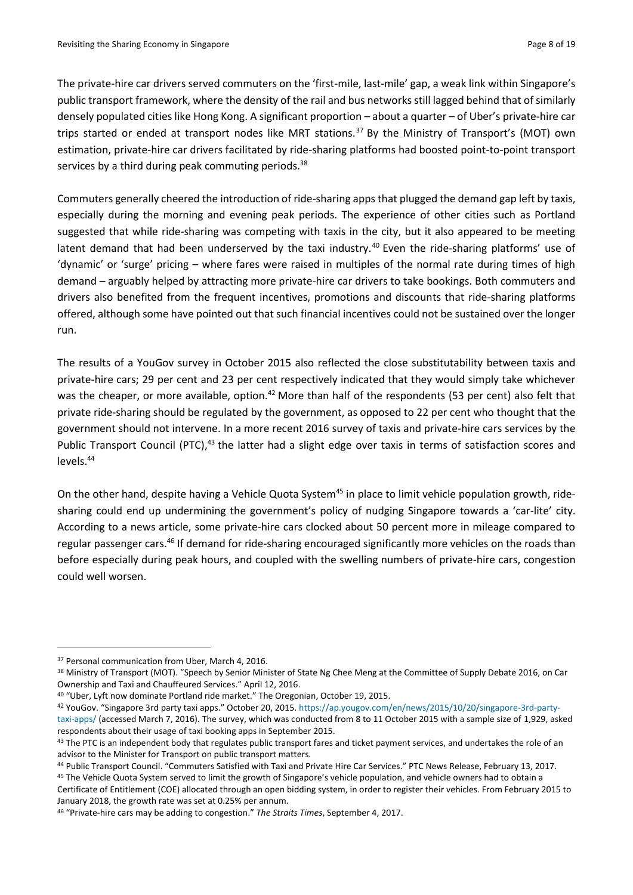The private-hire car drivers served commuters on the 'first-mile, last-mile' gap, a weak link within Singapore's public transport framework, where the density of the rail and bus networks still lagged behind that of similarly densely populated cities like Hong Kong. A significant proportion – about a quarter – of Uber's private-hire car trips started or ended at transport nodes like MRT stations.[37] By the Ministry of Transport's (MOT) own estimation, private-hire car drivers facilitated by ride-sharing platforms had boosted point-to-point transport services by a third during peak commuting periods.[38]

Commuters generally cheered the introduction of ride-sharing apps that plugged the demand gap left by taxis, especially during the morning and evening peak periods. The experience of other cities such as Portland suggested that while ride-sharing was competing with taxis in the city, but it also appeared to be meeting latent demand that had been underserved by the taxi industry.[40] Even the ride-sharing platforms' use of 'dynamic' or 'surge' pricing – where fares were raised in multiples of the normal rate during times of high demand – arguably helped by attracting more private-hire car drivers to take bookings. Both commuters and drivers also benefited from the frequent incentives, promotions and discounts that ride-sharing platforms offered, although some have pointed out that such financial incentives could not be sustained over the longer run.

The results of a YouGov survey in October 2015 also reflected the close substitutability between taxis and private-hire cars; 29 per cent and 23 per cent respectively indicated that they would simply take whichever was the cheaper, or more available, option.[42] More than half of the respondents (53 per cent) also felt that private ride-sharing should be regulated by the government, as opposed to 22 per cent who thought that the government should not intervene. In a more recent 2016 survey of taxis and private-hire cars services by the Public Transport Council (PTC),[43] the latter had a slight edge over taxis in terms of satisfaction scores and levels.[44]

On the other hand, despite having a Vehicle Quota System[45] in place to limit vehicle population growth, ride-sharing could end up undermining the government's policy of nudging Singapore towards a 'car-lite' city. According to a news article, some private-hire cars clocked about 50 percent more in mileage compared to regular passenger cars.[46] If demand for ride-sharing encouraged significantly more vehicles on the roads than before especially during peak hours, and coupled with the swelling numbers of private-hire cars, congestion could well worsen.

---

[37] Personal communication from Uber, March 4, 2016.

[38] Ministry of Transport (MOT). "Speech by Senior Minister of State Ng Chee Meng at the Committee of Supply Debate 2016, on Car Ownership and Taxi and Chauffeured Services." April 12, 2016.

[40] "Uber, Lyft now dominate Portland ride market." The Oregonian, October 19, 2015.

[42] YouGov. "Singapore 3rd party taxi apps." October 20, 2015. https://ap.yougov.com/en/news/2015/10/20/singapore-3rd-party-taxi-apps/ (accessed March 7, 2016). The survey, which was conducted from 8 to 11 October 2015 with a sample size of 1,929, asked respondents about their usage of taxi booking apps in September 2015.

[43] The PTC is an independent body that regulates public transport fares and ticket payment services, and undertakes the role of an advisor to the Minister for Transport on public transport matters.

[44] Public Transport Council. "Commuters Satisfied with Taxi and Private Hire Car Services." PTC News Release, February 13, 2017.

[45] The Vehicle Quota System served to limit the growth of Singapore's vehicle population, and vehicle owners had to obtain a Certificate of Entitlement (COE) allocated through an open bidding system, in order to register their vehicles. From February 2015 to January 2018, the growth rate was set at 0.25% per annum.

[46] "Private-hire cars may be adding to congestion." *The Straits Times*, September 4, 2017.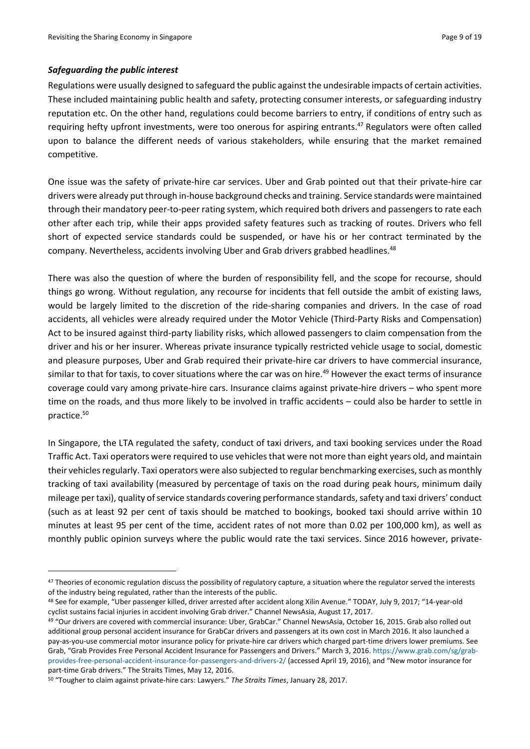### ***Safeguarding the public interest***

Regulations were usually designed to safeguard the public against the undesirable impacts of certain activities. These included maintaining public health and safety, protecting consumer interests, or safeguarding industry reputation etc. On the other hand, regulations could become barriers to entry, if conditions of entry such as requiring hefty upfront investments, were too onerous for aspiring entrants.[47] Regulators were often called upon to balance the different needs of various stakeholders, while ensuring that the market remained competitive.

One issue was the safety of private-hire car services. Uber and Grab pointed out that their private-hire car drivers were already put through in-house background checks and training. Service standards were maintained through their mandatory peer-to-peer rating system, which required both drivers and passengers to rate each other after each trip, while their apps provided safety features such as tracking of routes. Drivers who fell short of expected service standards could be suspended, or have his or her contract terminated by the company. Nevertheless, accidents involving Uber and Grab drivers grabbed headlines.[48]

There was also the question of where the burden of responsibility fell, and the scope for recourse, should things go wrong. Without regulation, any recourse for incidents that fell outside the ambit of existing laws, would be largely limited to the discretion of the ride-sharing companies and drivers. In the case of road accidents, all vehicles were already required under the Motor Vehicle (Third-Party Risks and Compensation) Act to be insured against third-party liability risks, which allowed passengers to claim compensation from the driver and his or her insurer. Whereas private insurance typically restricted vehicle usage to social, domestic and pleasure purposes, Uber and Grab required their private-hire car drivers to have commercial insurance, similar to that for taxis, to cover situations where the car was on hire.[49] However the exact terms of insurance coverage could vary among private-hire cars. Insurance claims against private-hire drivers – who spent more time on the roads, and thus more likely to be involved in traffic accidents – could also be harder to settle in practice.[50]

In Singapore, the LTA regulated the safety, conduct of taxi drivers, and taxi booking services under the Road Traffic Act. Taxi operators were required to use vehicles that were not more than eight years old, and maintain their vehicles regularly. Taxi operators were also subjected to regular benchmarking exercises, such as monthly tracking of taxi availability (measured by percentage of taxis on the road during peak hours, minimum daily mileage per taxi), quality of service standards covering performance standards, safety and taxi drivers' conduct (such as at least 92 per cent of taxis should be matched to bookings, booked taxi should arrive within 10 minutes at least 95 per cent of the time, accident rates of not more than 0.02 per 100,000 km), as well as monthly public opinion surveys where the public would rate the taxi services. Since 2016 however, private-

---

[47] Theories of economic regulation discuss the possibility of regulatory capture, a situation where the regulator served the interests of the industry being regulated, rather than the interests of the public.

[48] See for example, "Uber passenger killed, driver arrested after accident along Xilin Avenue." TODAY, July 9, 2017; "14-year-old cyclist sustains facial injuries in accident involving Grab driver." Channel NewsAsia, August 17, 2017.

[49] "Our drivers are covered with commercial insurance: Uber, GrabCar." Channel NewsAsia, October 16, 2015. Grab also rolled out additional group personal accident insurance for GrabCar drivers and passengers at its own cost in March 2016. It also launched a pay-as-you-use commercial motor insurance policy for private-hire car drivers which charged part-time drivers lower premiums. See Grab, "Grab Provides Free Personal Accident Insurance for Passengers and Drivers." March 3, 2016. https://www.grab.com/sg/grab-provides-free-personal-accident-insurance-for-passengers-and-drivers-2/ (accessed April 19, 2016), and "New motor insurance for part-time Grab drivers." The Straits Times, May 12, 2016.

[50] "Tougher to claim against private-hire cars: Lawyers." *The Straits Times*, January 28, 2017.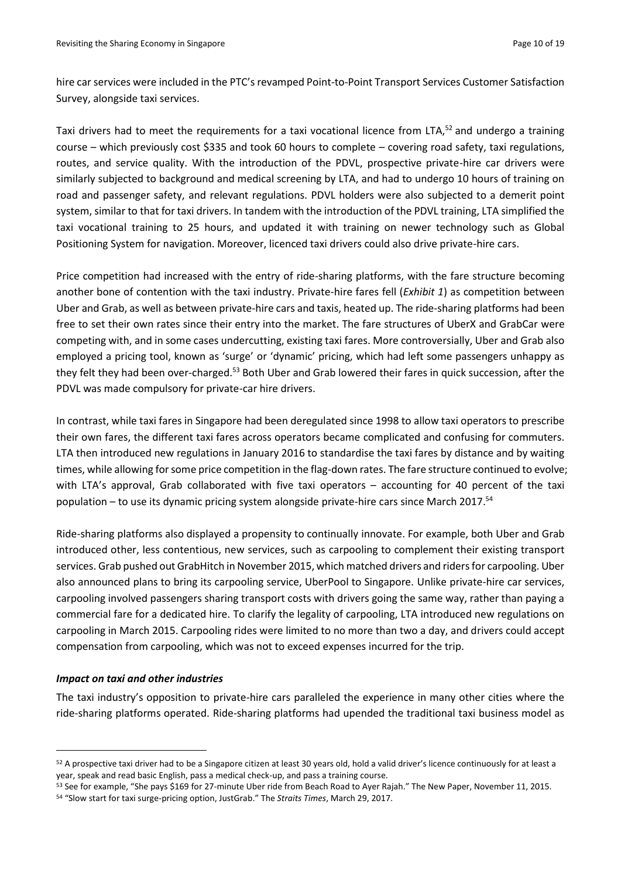hire car services were included in the PTC's revamped Point-to-Point Transport Services Customer Satisfaction Survey, alongside taxi services.

Taxi drivers had to meet the requirements for a taxi vocational licence from LTA,[52] and undergo a training course – which previously cost $335 and took 60 hours to complete – covering road safety, taxi regulations, routes, and service quality. With the introduction of the PDVL, prospective private-hire car drivers were similarly subjected to background and medical screening by LTA, and had to undergo 10 hours of training on road and passenger safety, and relevant regulations. PDVL holders were also subjected to a demerit point system, similar to that for taxi drivers. In tandem with the introduction of the PDVL training, LTA simplified the taxi vocational training to 25 hours, and updated it with training on newer technology such as Global Positioning System for navigation. Moreover, licenced taxi drivers could also drive private-hire cars.

Price competition had increased with the entry of ride-sharing platforms, with the fare structure becoming another bone of contention with the taxi industry. Private-hire fares fell (*Exhibit 1*) as competition between Uber and Grab, as well as between private-hire cars and taxis, heated up. The ride-sharing platforms had been free to set their own rates since their entry into the market. The fare structures of UberX and GrabCar were competing with, and in some cases undercutting, existing taxi fares. More controversially, Uber and Grab also employed a pricing tool, known as 'surge' or 'dynamic' pricing, which had left some passengers unhappy as they felt they had been over-charged.[53] Both Uber and Grab lowered their fares in quick succession, after the PDVL was made compulsory for private-car hire drivers.

In contrast, while taxi fares in Singapore had been deregulated since 1998 to allow taxi operators to prescribe their own fares, the different taxi fares across operators became complicated and confusing for commuters. LTA then introduced new regulations in January 2016 to standardise the taxi fares by distance and by waiting times, while allowing for some price competition in the flag-down rates. The fare structure continued to evolve; with LTA's approval, Grab collaborated with five taxi operators – accounting for 40 percent of the taxi population – to use its dynamic pricing system alongside private-hire cars since March 2017.[54]

Ride-sharing platforms also displayed a propensity to continually innovate. For example, both Uber and Grab introduced other, less contentious, new services, such as carpooling to complement their existing transport services. Grab pushed out GrabHitch in November 2015, which matched drivers and riders for carpooling. Uber also announced plans to bring its carpooling service, UberPool to Singapore. Unlike private-hire car services, carpooling involved passengers sharing transport costs with drivers going the same way, rather than paying a commercial fare for a dedicated hire. To clarify the legality of carpooling, LTA introduced new regulations on carpooling in March 2015. Carpooling rides were limited to no more than two a day, and drivers could accept compensation from carpooling, which was not to exceed expenses incurred for the trip.

### *Impact on taxi and other industries*

The taxi industry's opposition to private-hire cars paralleled the experience in many other cities where the ride-sharing platforms operated. Ride-sharing platforms had upended the traditional taxi business model as

---

[52] A prospective taxi driver had to be a Singapore citizen at least 30 years old, hold a valid driver's licence continuously for at least a year, speak and read basic English, pass a medical check-up, and pass a training course.

[53] See for example, "She pays $169 for 27-minute Uber ride from Beach Road to Ayer Rajah." The New Paper, November 11, 2015.

[54] "Slow start for taxi surge-pricing option, JustGrab." The *Straits Times*, March 29, 2017.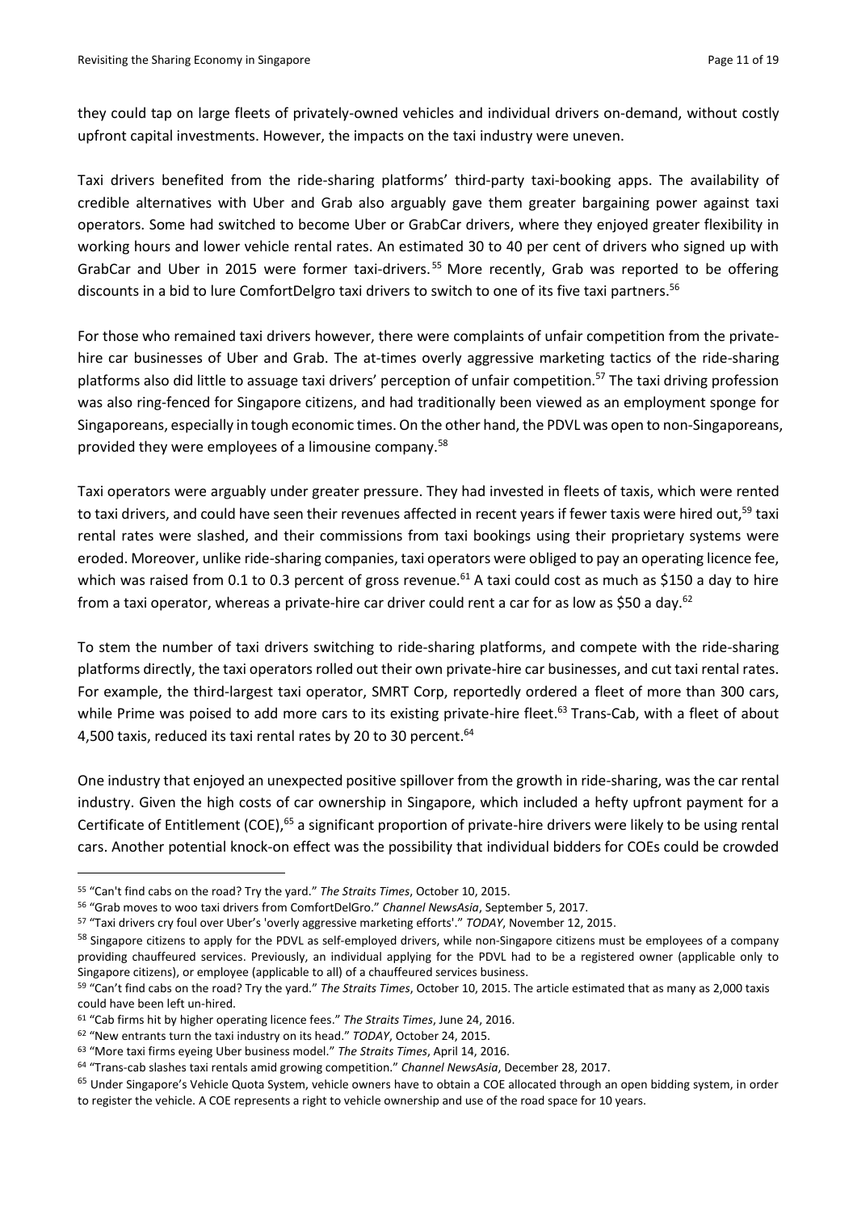they could tap on large fleets of privately-owned vehicles and individual drivers on-demand, without costly upfront capital investments. However, the impacts on the taxi industry were uneven.

Taxi drivers benefited from the ride-sharing platforms' third-party taxi-booking apps. The availability of credible alternatives with Uber and Grab also arguably gave them greater bargaining power against taxi operators. Some had switched to become Uber or GrabCar drivers, where they enjoyed greater flexibility in working hours and lower vehicle rental rates. An estimated 30 to 40 per cent of drivers who signed up with GrabCar and Uber in 2015 were former taxi-drivers.[55] More recently, Grab was reported to be offering discounts in a bid to lure ComfortDelgro taxi drivers to switch to one of its five taxi partners.[56]

For those who remained taxi drivers however, there were complaints of unfair competition from the private-hire car businesses of Uber and Grab. The at-times overly aggressive marketing tactics of the ride-sharing platforms also did little to assuage taxi drivers' perception of unfair competition.[57] The taxi driving profession was also ring-fenced for Singapore citizens, and had traditionally been viewed as an employment sponge for Singaporeans, especially in tough economic times. On the other hand, the PDVL was open to non-Singaporeans, provided they were employees of a limousine company.[58]

Taxi operators were arguably under greater pressure. They had invested in fleets of taxis, which were rented to taxi drivers, and could have seen their revenues affected in recent years if fewer taxis were hired out,[59] taxi rental rates were slashed, and their commissions from taxi bookings using their proprietary systems were eroded. Moreover, unlike ride-sharing companies, taxi operators were obliged to pay an operating licence fee, which was raised from 0.1 to 0.3 percent of gross revenue.[61] A taxi could cost as much as $150 a day to hire from a taxi operator, whereas a private-hire car driver could rent a car for as low as $50 a day.[62]

To stem the number of taxi drivers switching to ride-sharing platforms, and compete with the ride-sharing platforms directly, the taxi operators rolled out their own private-hire car businesses, and cut taxi rental rates. For example, the third-largest taxi operator, SMRT Corp, reportedly ordered a fleet of more than 300 cars, while Prime was poised to add more cars to its existing private-hire fleet.[63] Trans-Cab, with a fleet of about 4,500 taxis, reduced its taxi rental rates by 20 to 30 percent.[64]

One industry that enjoyed an unexpected positive spillover from the growth in ride-sharing, was the car rental industry. Given the high costs of car ownership in Singapore, which included a hefty upfront payment for a Certificate of Entitlement (COE),[65] a significant proportion of private-hire drivers were likely to be using rental cars. Another potential knock-on effect was the possibility that individual bidders for COEs could be crowded

---

[55] "Can't find cabs on the road? Try the yard." *The Straits Times*, October 10, 2015.

[56] "Grab moves to woo taxi drivers from ComfortDelGro." *Channel NewsAsia*, September 5, 2017.

[57] "Taxi drivers cry foul over Uber's 'overly aggressive marketing efforts'." *TODAY*, November 12, 2015.

[58] Singapore citizens to apply for the PDVL as self-employed drivers, while non-Singapore citizens must be employees of a company providing chauffeured services. Previously, an individual applying for the PDVL had to be a registered owner (applicable only to Singapore citizens), or employee (applicable to all) of a chauffeured services business.

[59] "Can't find cabs on the road? Try the yard." *The Straits Times*, October 10, 2015. The article estimated that as many as 2,000 taxis could have been left un-hired.

[61] "Cab firms hit by higher operating licence fees." *The Straits Times*, June 24, 2016.

[62] "New entrants turn the taxi industry on its head." *TODAY*, October 24, 2015.

[63] "More taxi firms eyeing Uber business model." *The Straits Times*, April 14, 2016.

[64] "Trans-cab slashes taxi rentals amid growing competition." *Channel NewsAsia*, December 28, 2017.

[65] Under Singapore's Vehicle Quota System, vehicle owners have to obtain a COE allocated through an open bidding system, in order to register the vehicle. A COE represents a right to vehicle ownership and use of the road space for 10 years.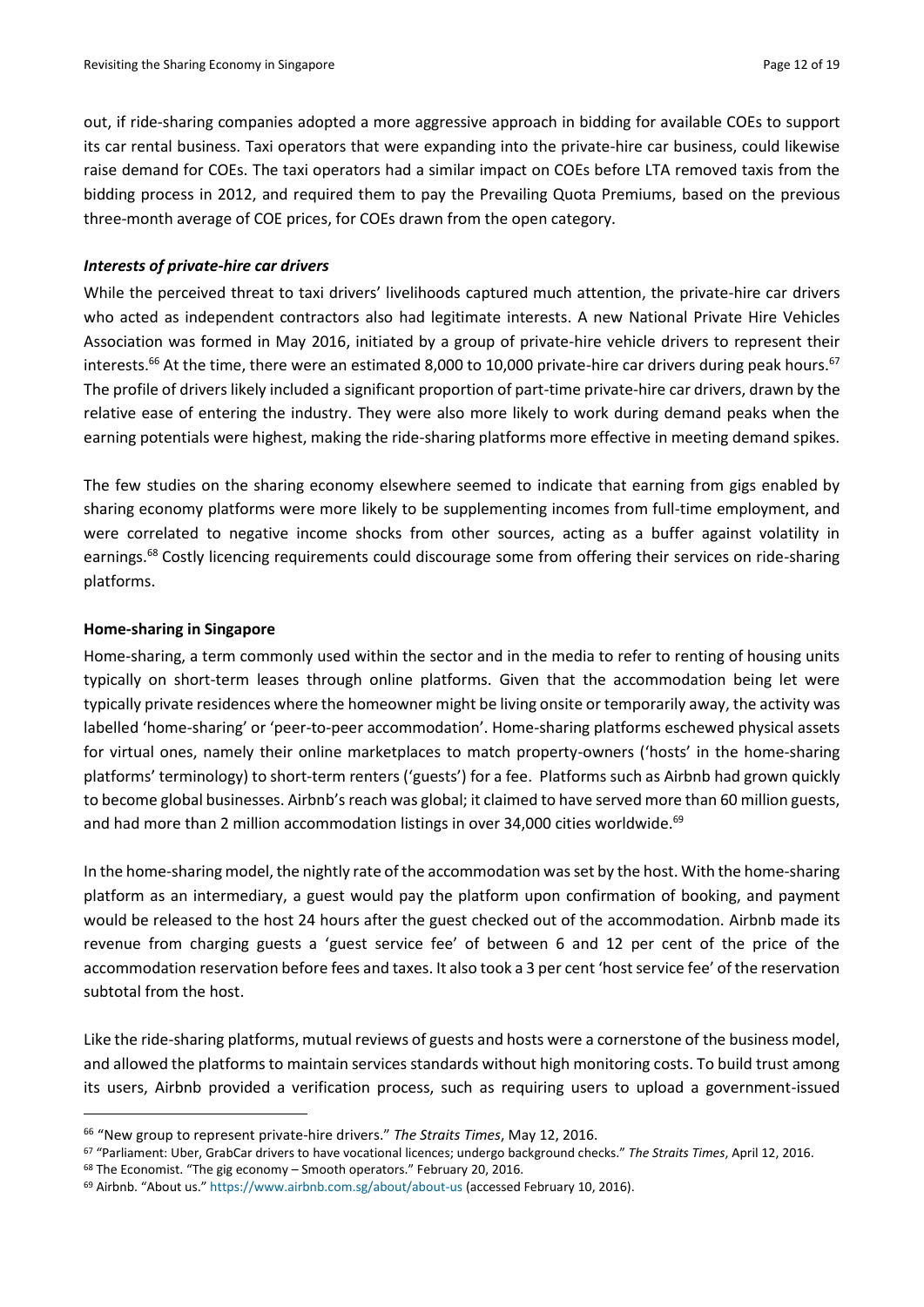out, if ride-sharing companies adopted a more aggressive approach in bidding for available COEs to support its car rental business. Taxi operators that were expanding into the private-hire car business, could likewise raise demand for COEs. The taxi operators had a similar impact on COEs before LTA removed taxis from the bidding process in 2012, and required them to pay the Prevailing Quota Premiums, based on the previous three-month average of COE prices, for COEs drawn from the open category.

***Interests of private-hire car drivers***

While the perceived threat to taxi drivers' livelihoods captured much attention, the private-hire car drivers who acted as independent contractors also had legitimate interests. A new National Private Hire Vehicles Association was formed in May 2016, initiated by a group of private-hire vehicle drivers to represent their interests.[66] At the time, there were an estimated 8,000 to 10,000 private-hire car drivers during peak hours.[67] The profile of drivers likely included a significant proportion of part-time private-hire car drivers, drawn by the relative ease of entering the industry. They were also more likely to work during demand peaks when the earning potentials were highest, making the ride-sharing platforms more effective in meeting demand spikes.

The few studies on the sharing economy elsewhere seemed to indicate that earning from gigs enabled by sharing economy platforms were more likely to be supplementing incomes from full-time employment, and were correlated to negative income shocks from other sources, acting as a buffer against volatility in earnings.[68] Costly licencing requirements could discourage some from offering their services on ride-sharing platforms.

**Home-sharing in Singapore**

Home-sharing, a term commonly used within the sector and in the media to refer to renting of housing units typically on short-term leases through online platforms. Given that the accommodation being let were typically private residences where the homeowner might be living onsite or temporarily away, the activity was labelled 'home-sharing' or 'peer-to-peer accommodation'. Home-sharing platforms eschewed physical assets for virtual ones, namely their online marketplaces to match property-owners ('hosts' in the home-sharing platforms' terminology) to short-term renters ('guests') for a fee. Platforms such as Airbnb had grown quickly to become global businesses. Airbnb's reach was global; it claimed to have served more than 60 million guests, and had more than 2 million accommodation listings in over 34,000 cities worldwide.[69]

In the home-sharing model, the nightly rate of the accommodation was set by the host. With the home-sharing platform as an intermediary, a guest would pay the platform upon confirmation of booking, and payment would be released to the host 24 hours after the guest checked out of the accommodation. Airbnb made its revenue from charging guests a 'guest service fee' of between 6 and 12 per cent of the price of the accommodation reservation before fees and taxes. It also took a 3 per cent 'host service fee' of the reservation subtotal from the host.

Like the ride-sharing platforms, mutual reviews of guests and hosts were a cornerstone of the business model, and allowed the platforms to maintain services standards without high monitoring costs. To build trust among its users, Airbnb provided a verification process, such as requiring users to upload a government-issued

---

[66] "New group to represent private-hire drivers." *The Straits Times*, May 12, 2016.

[67] "Parliament: Uber, GrabCar drivers to have vocational licences; undergo background checks." *The Straits Times*, April 12, 2016.

[68] The Economist. "The gig economy – Smooth operators." February 20, 2016.

[69] Airbnb. "About us." https://www.airbnb.com.sg/about/about-us (accessed February 10, 2016).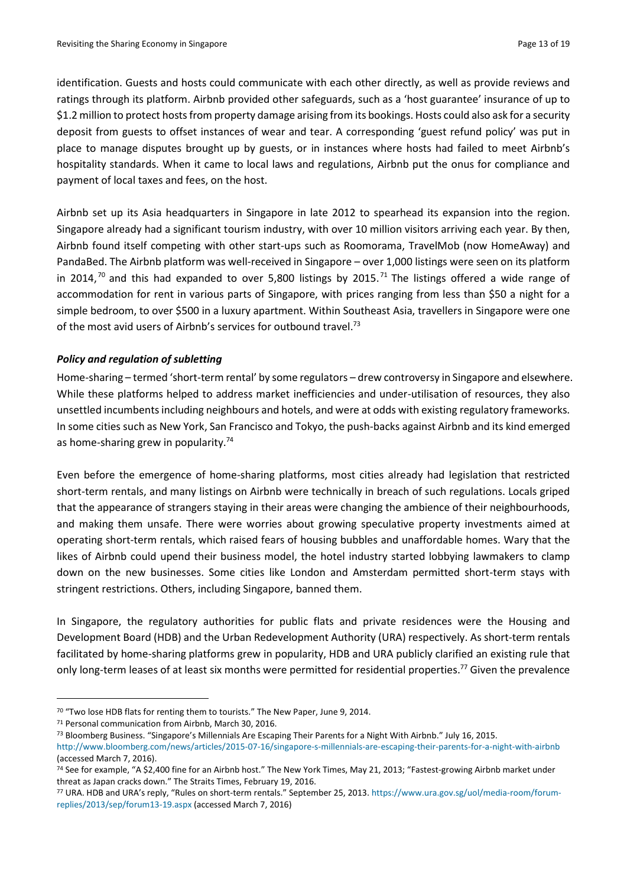identification. Guests and hosts could communicate with each other directly, as well as provide reviews and ratings through its platform. Airbnb provided other safeguards, such as a 'host guarantee' insurance of up to $1.2 million to protect hosts from property damage arising from its bookings. Hosts could also ask for a security deposit from guests to offset instances of wear and tear. A corresponding 'guest refund policy' was put in place to manage disputes brought up by guests, or in instances where hosts had failed to meet Airbnb's hospitality standards. When it came to local laws and regulations, Airbnb put the onus for compliance and payment of local taxes and fees, on the host.

Airbnb set up its Asia headquarters in Singapore in late 2012 to spearhead its expansion into the region. Singapore already had a significant tourism industry, with over 10 million visitors arriving each year. By then, Airbnb found itself competing with other start-ups such as Roomorama, TravelMob (now HomeAway) and PandaBed. The Airbnb platform was well-received in Singapore – over 1,000 listings were seen on its platform in 2014,[70] and this had expanded to over 5,800 listings by 2015.[71] The listings offered a wide range of accommodation for rent in various parts of Singapore, with prices ranging from less than $50 a night for a simple bedroom, to over $500 in a luxury apartment. Within Southeast Asia, travellers in Singapore were one of the most avid users of Airbnb's services for outbound travel.[73]

### *Policy and regulation of subletting*

Home-sharing – termed 'short-term rental' by some regulators – drew controversy in Singapore and elsewhere. While these platforms helped to address market inefficiencies and under-utilisation of resources, they also unsettled incumbents including neighbours and hotels, and were at odds with existing regulatory frameworks. In some cities such as New York, San Francisco and Tokyo, the push-backs against Airbnb and its kind emerged as home-sharing grew in popularity.[74]

Even before the emergence of home-sharing platforms, most cities already had legislation that restricted short-term rentals, and many listings on Airbnb were technically in breach of such regulations. Locals griped that the appearance of strangers staying in their areas were changing the ambience of their neighbourhoods, and making them unsafe. There were worries about growing speculative property investments aimed at operating short-term rentals, which raised fears of housing bubbles and unaffordable homes. Wary that the likes of Airbnb could upend their business model, the hotel industry started lobbying lawmakers to clamp down on the new businesses. Some cities like London and Amsterdam permitted short-term stays with stringent restrictions. Others, including Singapore, banned them.

In Singapore, the regulatory authorities for public flats and private residences were the Housing and Development Board (HDB) and the Urban Redevelopment Authority (URA) respectively. As short-term rentals facilitated by home-sharing platforms grew in popularity, HDB and URA publicly clarified an existing rule that only long-term leases of at least six months were permitted for residential properties.[77] Given the prevalence

---

[70] "Two lose HDB flats for renting them to tourists." The New Paper, June 9, 2014.

[71] Personal communication from Airbnb, March 30, 2016.

[73] Bloomberg Business. "Singapore's Millennials Are Escaping Their Parents for a Night With Airbnb." July 16, 2015. http://www.bloomberg.com/news/articles/2015-07-16/singapore-s-millennials-are-escaping-their-parents-for-a-night-with-airbnb (accessed March 7, 2016).

[74] See for example, "A $2,400 fine for an Airbnb host." The New York Times, May 21, 2013; "Fastest-growing Airbnb market under threat as Japan cracks down." The Straits Times, February 19, 2016.

[77] URA. HDB and URA's reply, "Rules on short-term rentals." September 25, 2013. https://www.ura.gov.sg/uol/media-room/forum-replies/2013/sep/forum13-19.aspx (accessed March 7, 2016)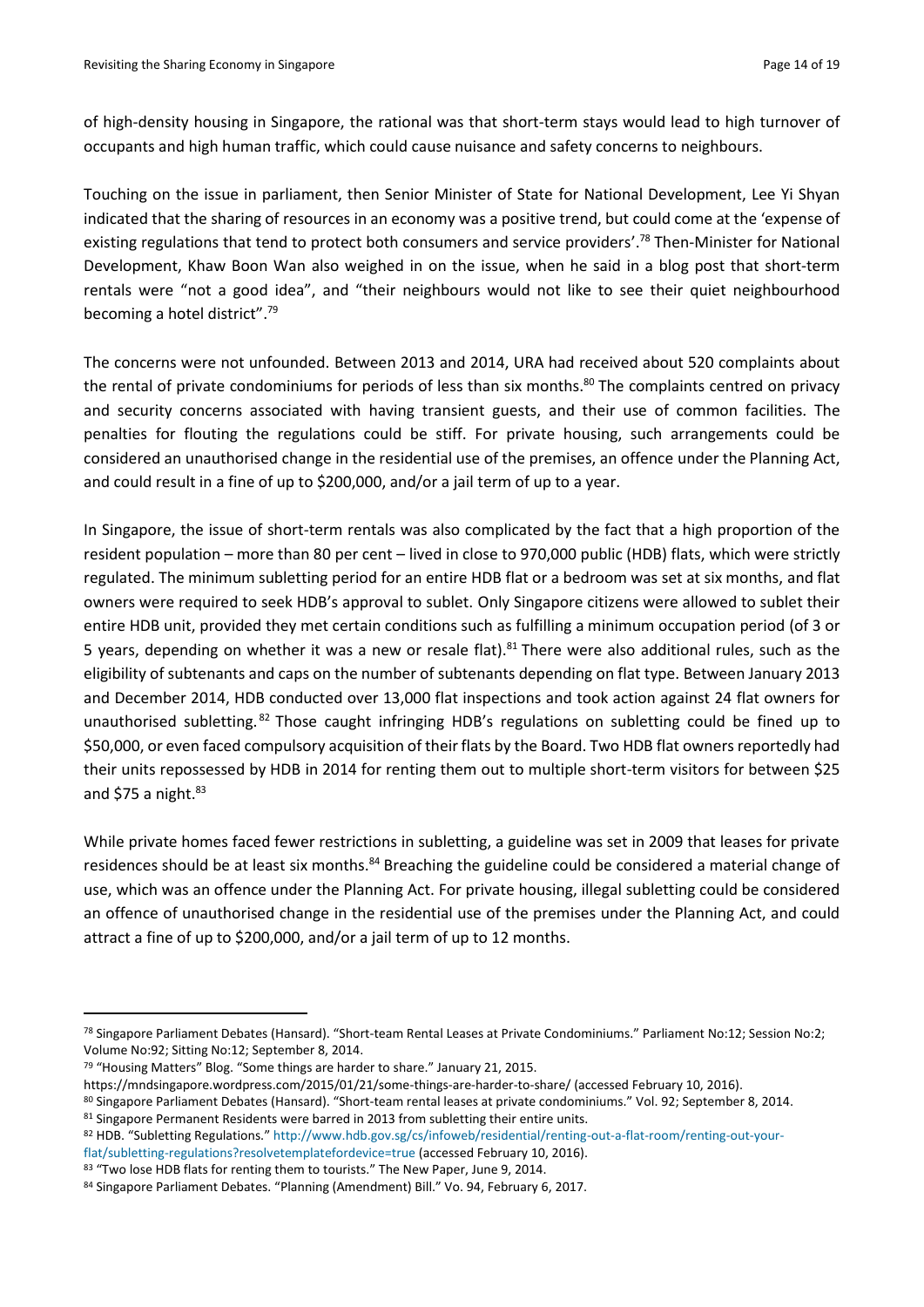of high-density housing in Singapore, the rational was that short-term stays would lead to high turnover of occupants and high human traffic, which could cause nuisance and safety concerns to neighbours.

Touching on the issue in parliament, then Senior Minister of State for National Development, Lee Yi Shyan indicated that the sharing of resources in an economy was a positive trend, but could come at the 'expense of existing regulations that tend to protect both consumers and service providers'.[78] Then-Minister for National Development, Khaw Boon Wan also weighed in on the issue, when he said in a blog post that short-term rentals were "not a good idea", and "their neighbours would not like to see their quiet neighbourhood becoming a hotel district".[79]

The concerns were not unfounded. Between 2013 and 2014, URA had received about 520 complaints about the rental of private condominiums for periods of less than six months.[80] The complaints centred on privacy and security concerns associated with having transient guests, and their use of common facilities. The penalties for flouting the regulations could be stiff. For private housing, such arrangements could be considered an unauthorised change in the residential use of the premises, an offence under the Planning Act, and could result in a fine of up to $200,000, and/or a jail term of up to a year.

In Singapore, the issue of short-term rentals was also complicated by the fact that a high proportion of the resident population – more than 80 per cent – lived in close to 970,000 public (HDB) flats, which were strictly regulated. The minimum subletting period for an entire HDB flat or a bedroom was set at six months, and flat owners were required to seek HDB's approval to sublet. Only Singapore citizens were allowed to sublet their entire HDB unit, provided they met certain conditions such as fulfilling a minimum occupation period (of 3 or 5 years, depending on whether it was a new or resale flat).[81] There were also additional rules, such as the eligibility of subtenants and caps on the number of subtenants depending on flat type. Between January 2013 and December 2014, HDB conducted over 13,000 flat inspections and took action against 24 flat owners for unauthorised subletting.[82] Those caught infringing HDB's regulations on subletting could be fined up to $50,000, or even faced compulsory acquisition of their flats by the Board. Two HDB flat owners reportedly had their units repossessed by HDB in 2014 for renting them out to multiple short-term visitors for between $25 and $75 a night.[83]

While private homes faced fewer restrictions in subletting, a guideline was set in 2009 that leases for private residences should be at least six months.[84] Breaching the guideline could be considered a material change of use, which was an offence under the Planning Act. For private housing, illegal subletting could be considered an offence of unauthorised change in the residential use of the premises under the Planning Act, and could attract a fine of up to $200,000, and/or a jail term of up to 12 months.

---

[78] Singapore Parliament Debates (Hansard). "Short-team Rental Leases at Private Condominiums." Parliament No:12; Session No:2; Volume No:92; Sitting No:12; September 8, 2014.

[79] "Housing Matters" Blog. "Some things are harder to share." January 21, 2015. https://mndsingapore.wordpress.com/2015/01/21/some-things-are-harder-to-share/ (accessed February 10, 2016).

[80] Singapore Parliament Debates (Hansard). "Short-team rental leases at private condominiums." Vol. 92; September 8, 2014.

[81] Singapore Permanent Residents were barred in 2013 from subletting their entire units.

[82] HDB. "Subletting Regulations." http://www.hdb.gov.sg/cs/infoweb/residential/renting-out-a-flat-room/renting-out-your-flat/subletting-regulations?resolvetemplatefordevice=true (accessed February 10, 2016).

[83] "Two lose HDB flats for renting them to tourists." The New Paper, June 9, 2014.

[84] Singapore Parliament Debates. "Planning (Amendment) Bill." Vo. 94, February 6, 2017.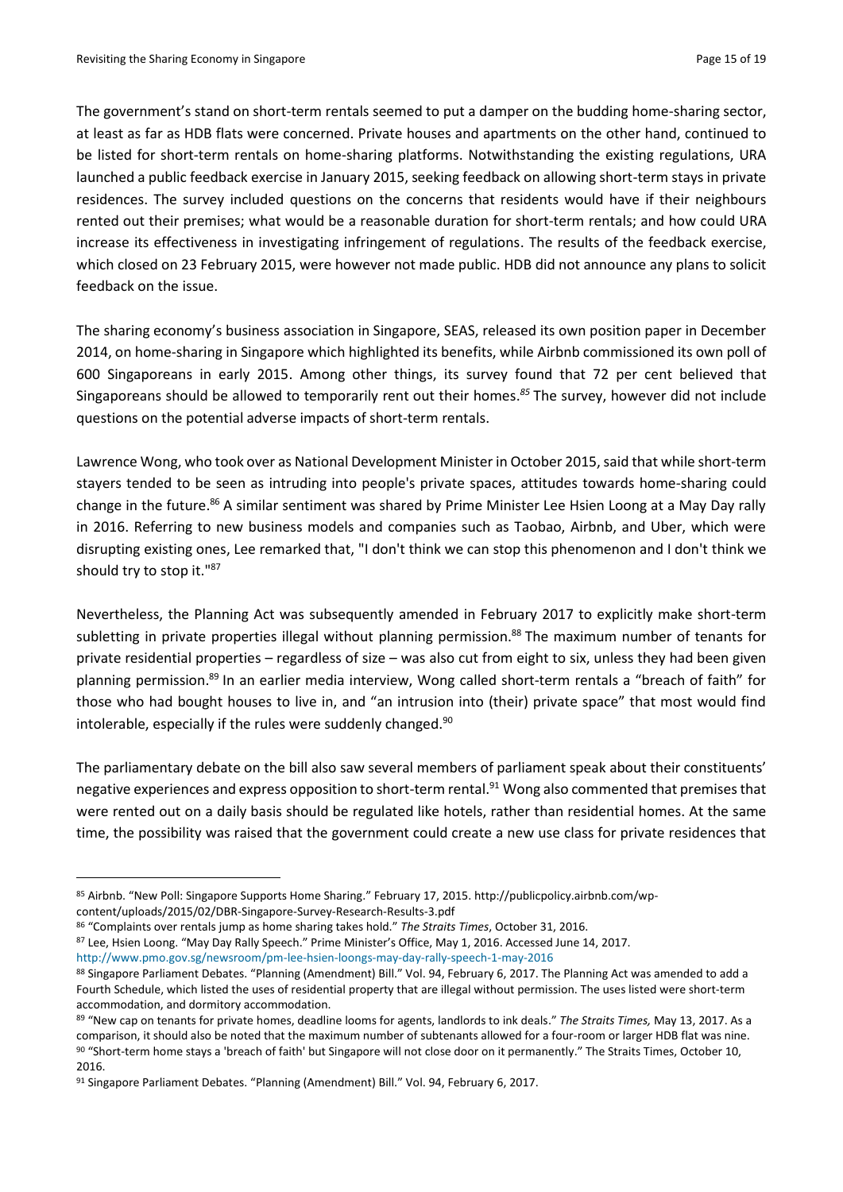The government's stand on short-term rentals seemed to put a damper on the budding home-sharing sector, at least as far as HDB flats were concerned. Private houses and apartments on the other hand, continued to be listed for short-term rentals on home-sharing platforms. Notwithstanding the existing regulations, URA launched a public feedback exercise in January 2015, seeking feedback on allowing short-term stays in private residences. The survey included questions on the concerns that residents would have if their neighbours rented out their premises; what would be a reasonable duration for short-term rentals; and how could URA increase its effectiveness in investigating infringement of regulations. The results of the feedback exercise, which closed on 23 February 2015, were however not made public. HDB did not announce any plans to solicit feedback on the issue.

The sharing economy's business association in Singapore, SEAS, released its own position paper in December 2014, on home-sharing in Singapore which highlighted its benefits, while Airbnb commissioned its own poll of 600 Singaporeans in early 2015. Among other things, its survey found that 72 per cent believed that Singaporeans should be allowed to temporarily rent out their homes.[85] The survey, however did not include questions on the potential adverse impacts of short-term rentals.

Lawrence Wong, who took over as National Development Minister in October 2015, said that while short-term stayers tended to be seen as intruding into people's private spaces, attitudes towards home-sharing could change in the future.[86] A similar sentiment was shared by Prime Minister Lee Hsien Loong at a May Day rally in 2016. Referring to new business models and companies such as Taobao, Airbnb, and Uber, which were disrupting existing ones, Lee remarked that, "I don't think we can stop this phenomenon and I don't think we should try to stop it."[87]

Nevertheless, the Planning Act was subsequently amended in February 2017 to explicitly make short-term subletting in private properties illegal without planning permission.[88] The maximum number of tenants for private residential properties – regardless of size – was also cut from eight to six, unless they had been given planning permission.[89] In an earlier media interview, Wong called short-term rentals a "breach of faith" for those who had bought houses to live in, and "an intrusion into (their) private space" that most would find intolerable, especially if the rules were suddenly changed.[90]

The parliamentary debate on the bill also saw several members of parliament speak about their constituents' negative experiences and express opposition to short-term rental.[91] Wong also commented that premises that were rented out on a daily basis should be regulated like hotels, rather than residential homes. At the same time, the possibility was raised that the government could create a new use class for private residences that

---

[85] Airbnb. "New Poll: Singapore Supports Home Sharing." February 17, 2015. http://publicpolicy.airbnb.com/wp-content/uploads/2015/02/DBR-Singapore-Survey-Research-Results-3.pdf

[86] "Complaints over rentals jump as home sharing takes hold." *The Straits Times*, October 31, 2016.

[87] Lee, Hsien Loong. "May Day Rally Speech." Prime Minister's Office, May 1, 2016. Accessed June 14, 2017. http://www.pmo.gov.sg/newsroom/pm-lee-hsien-loongs-may-day-rally-speech-1-may-2016

[88] Singapore Parliament Debates. "Planning (Amendment) Bill." Vol. 94, February 6, 2017. The Planning Act was amended to add a Fourth Schedule, which listed the uses of residential property that are illegal without permission. The uses listed were short-term accommodation, and dormitory accommodation.

[89] "New cap on tenants for private homes, deadline looms for agents, landlords to ink deals." *The Straits Times,* May 13, 2017. As a comparison, it should also be noted that the maximum number of subtenants allowed for a four-room or larger HDB flat was nine.

[90] "Short-term home stays a 'breach of faith' but Singapore will not close door on it permanently." The Straits Times, October 10, 2016.

[91] Singapore Parliament Debates. "Planning (Amendment) Bill." Vol. 94, February 6, 2017.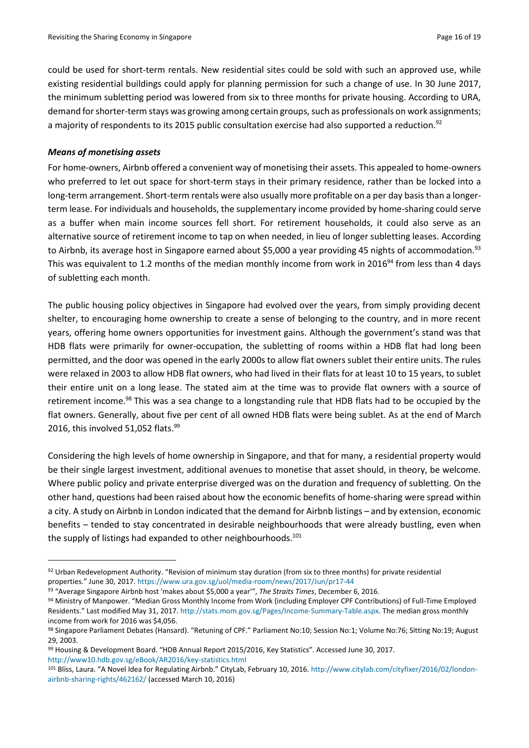could be used for short-term rentals. New residential sites could be sold with such an approved use, while existing residential buildings could apply for planning permission for such a change of use. In 30 June 2017, the minimum subletting period was lowered from six to three months for private housing. According to URA, demand for shorter-term stays was growing among certain groups, such as professionals on work assignments; a majority of respondents to its 2015 public consultation exercise had also supported a reduction.[92]

***Means of monetising assets***

For home-owners, Airbnb offered a convenient way of monetising their assets. This appealed to home-owners who preferred to let out space for short-term stays in their primary residence, rather than be locked into a long-term arrangement. Short-term rentals were also usually more profitable on a per day basis than a longer-term lease. For individuals and households, the supplementary income provided by home-sharing could serve as a buffer when main income sources fell short. For retirement households, it could also serve as an alternative source of retirement income to tap on when needed, in lieu of longer subletting leases. According to Airbnb, its average host in Singapore earned about $5,000 a year providing 45 nights of accommodation.[93] This was equivalent to 1.2 months of the median monthly income from work in 2016[94] from less than 4 days of subletting each month.

The public housing policy objectives in Singapore had evolved over the years, from simply providing decent shelter, to encouraging home ownership to create a sense of belonging to the country, and in more recent years, offering home owners opportunities for investment gains. Although the government's stand was that HDB flats were primarily for owner-occupation, the subletting of rooms within a HDB flat had long been permitted, and the door was opened in the early 2000s to allow flat owners sublet their entire units. The rules were relaxed in 2003 to allow HDB flat owners, who had lived in their flats for at least 10 to 15 years, to sublet their entire unit on a long lease. The stated aim at the time was to provide flat owners with a source of retirement income.[98] This was a sea change to a longstanding rule that HDB flats had to be occupied by the flat owners. Generally, about five per cent of all owned HDB flats were being sublet. As at the end of March 2016, this involved 51,052 flats.[99]

Considering the high levels of home ownership in Singapore, and that for many, a residential property would be their single largest investment, additional avenues to monetise that asset should, in theory, be welcome. Where public policy and private enterprise diverged was on the duration and frequency of subletting. On the other hand, questions had been raised about how the economic benefits of home-sharing were spread within a city. A study on Airbnb in London indicated that the demand for Airbnb listings – and by extension, economic benefits – tended to stay concentrated in desirable neighbourhoods that were already bustling, even when the supply of listings had expanded to other neighbourhoods.[101]

---

[92] Urban Redevelopment Authority. "Revision of minimum stay duration (from six to three months) for private residential properties." June 30, 2017. https://www.ura.gov.sg/uol/media-room/news/2017/Jun/pr17-44

[93] "Average Singapore Airbnb host 'makes about $5,000 a year'", *The Straits Times*, December 6, 2016.

[94] Ministry of Manpower. "Median Gross Monthly Income from Work (including Employer CPF Contributions) of Full-Time Employed Residents." Last modified May 31, 2017. http://stats.mom.gov.sg/Pages/Income-Summary-Table.aspx. The median gross monthly income from work for 2016 was $4,056.

[98] Singapore Parliament Debates (Hansard). "Retuning of CPF." Parliament No:10; Session No:1; Volume No:76; Sitting No:19; August 29, 2003.

[99] Housing & Development Board. "HDB Annual Report 2015/2016, Key Statistics". Accessed June 30, 2017. http://www10.hdb.gov.sg/eBook/AR2016/key-statistics.html

[101] Bliss, Laura. "A Novel Idea for Regulating Airbnb." CityLab, February 10, 2016. http://www.citylab.com/cityfixer/2016/02/london-airbnb-sharing-rights/462162/ (accessed March 10, 2016)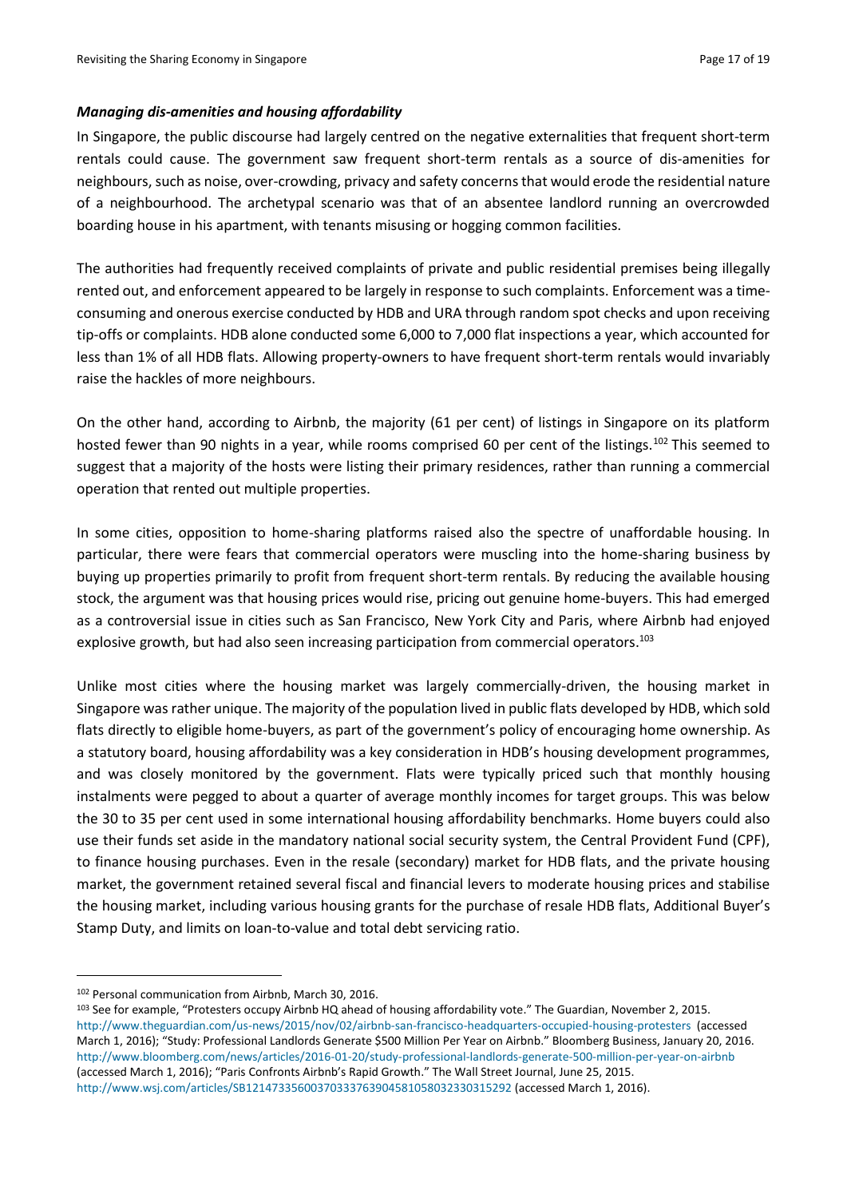***Managing dis-amenities and housing affordability***

In Singapore, the public discourse had largely centred on the negative externalities that frequent short-term rentals could cause. The government saw frequent short-term rentals as a source of dis-amenities for neighbours, such as noise, over-crowding, privacy and safety concerns that would erode the residential nature of a neighbourhood. The archetypal scenario was that of an absentee landlord running an overcrowded boarding house in his apartment, with tenants misusing or hogging common facilities.

The authorities had frequently received complaints of private and public residential premises being illegally rented out, and enforcement appeared to be largely in response to such complaints. Enforcement was a time-consuming and onerous exercise conducted by HDB and URA through random spot checks and upon receiving tip-offs or complaints. HDB alone conducted some 6,000 to 7,000 flat inspections a year, which accounted for less than 1% of all HDB flats. Allowing property-owners to have frequent short-term rentals would invariably raise the hackles of more neighbours.

On the other hand, according to Airbnb, the majority (61 per cent) of listings in Singapore on its platform hosted fewer than 90 nights in a year, while rooms comprised 60 per cent of the listings.[102] This seemed to suggest that a majority of the hosts were listing their primary residences, rather than running a commercial operation that rented out multiple properties.

In some cities, opposition to home-sharing platforms raised also the spectre of unaffordable housing. In particular, there were fears that commercial operators were muscling into the home-sharing business by buying up properties primarily to profit from frequent short-term rentals. By reducing the available housing stock, the argument was that housing prices would rise, pricing out genuine home-buyers. This had emerged as a controversial issue in cities such as San Francisco, New York City and Paris, where Airbnb had enjoyed explosive growth, but had also seen increasing participation from commercial operators.[103]

Unlike most cities where the housing market was largely commercially-driven, the housing market in Singapore was rather unique. The majority of the population lived in public flats developed by HDB, which sold flats directly to eligible home-buyers, as part of the government's policy of encouraging home ownership. As a statutory board, housing affordability was a key consideration in HDB's housing development programmes, and was closely monitored by the government. Flats were typically priced such that monthly housing instalments were pegged to about a quarter of average monthly incomes for target groups. This was below the 30 to 35 per cent used in some international housing affordability benchmarks. Home buyers could also use their funds set aside in the mandatory national social security system, the Central Provident Fund (CPF), to finance housing purchases. Even in the resale (secondary) market for HDB flats, and the private housing market, the government retained several fiscal and financial levers to moderate housing prices and stabilise the housing market, including various housing grants for the purchase of resale HDB flats, Additional Buyer's Stamp Duty, and limits on loan-to-value and total debt servicing ratio.

---

[102] Personal communication from Airbnb, March 30, 2016.

[103] See for example, "Protesters occupy Airbnb HQ ahead of housing affordability vote." The Guardian, November 2, 2015. http://www.theguardian.com/us-news/2015/nov/02/airbnb-san-francisco-headquarters-occupied-housing-protesters (accessed March 1, 2016); "Study: Professional Landlords Generate $500 Million Per Year on Airbnb." Bloomberg Business, January 20, 2016. http://www.bloomberg.com/news/articles/2016-01-20/study-professional-landlords-generate-500-million-per-year-on-airbnb (accessed March 1, 2016); "Paris Confronts Airbnb's Rapid Growth." The Wall Street Journal, June 25, 2015. http://www.wsj.com/articles/SB12147335600370333763904581058032330315292 (accessed March 1, 2016).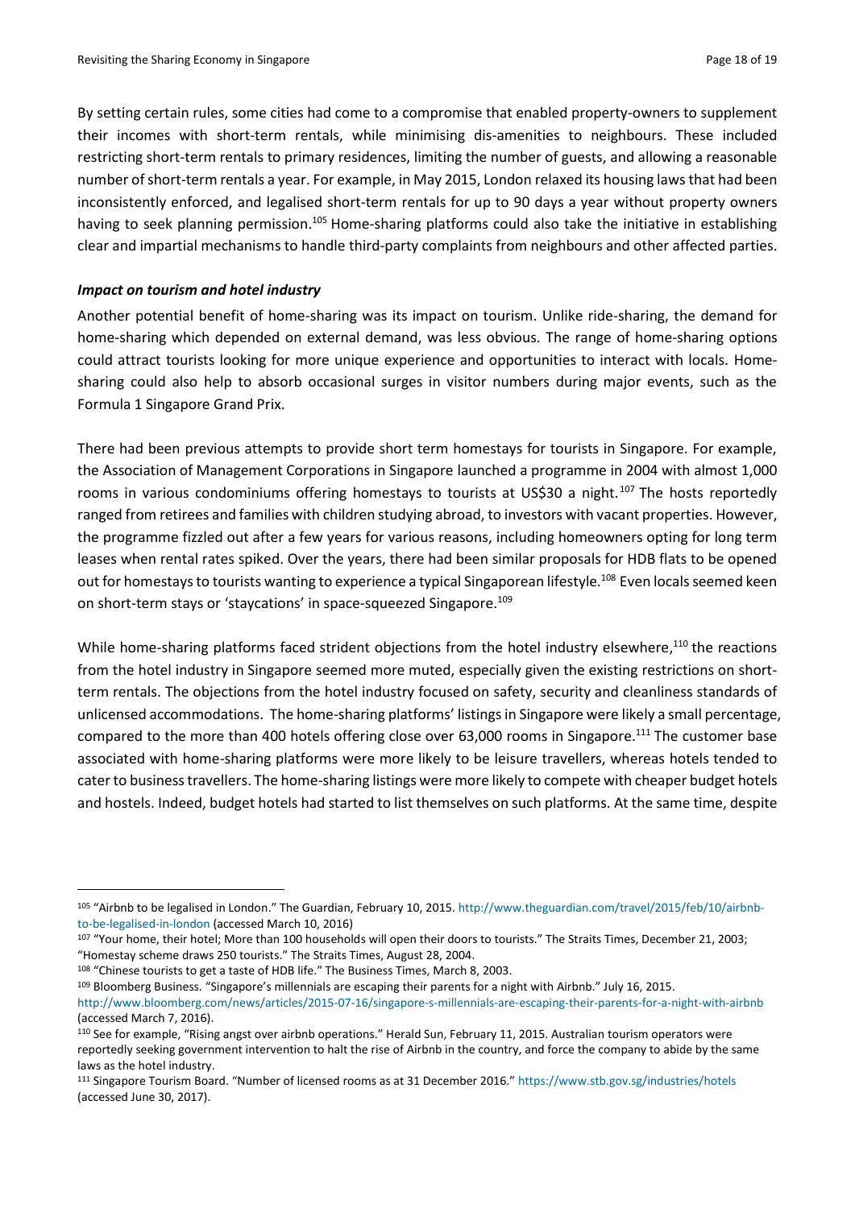By setting certain rules, some cities had come to a compromise that enabled property-owners to supplement their incomes with short-term rentals, while minimising dis-amenities to neighbours. These included restricting short-term rentals to primary residences, limiting the number of guests, and allowing a reasonable number of short-term rentals a year. For example, in May 2015, London relaxed its housing laws that had been inconsistently enforced, and legalised short-term rentals for up to 90 days a year without property owners having to seek planning permission.[105] Home-sharing platforms could also take the initiative in establishing clear and impartial mechanisms to handle third-party complaints from neighbours and other affected parties.

### *Impact on tourism and hotel industry*

Another potential benefit of home-sharing was its impact on tourism. Unlike ride-sharing, the demand for home-sharing which depended on external demand, was less obvious. The range of home-sharing options could attract tourists looking for more unique experience and opportunities to interact with locals. Home-sharing could also help to absorb occasional surges in visitor numbers during major events, such as the Formula 1 Singapore Grand Prix.

There had been previous attempts to provide short term homestays for tourists in Singapore. For example, the Association of Management Corporations in Singapore launched a programme in 2004 with almost 1,000 rooms in various condominiums offering homestays to tourists at US$30 a night.[107] The hosts reportedly ranged from retirees and families with children studying abroad, to investors with vacant properties. However, the programme fizzled out after a few years for various reasons, including homeowners opting for long term leases when rental rates spiked. Over the years, there had been similar proposals for HDB flats to be opened out for homestays to tourists wanting to experience a typical Singaporean lifestyle.[108] Even locals seemed keen on short-term stays or 'staycations' in space-squeezed Singapore.[109]

While home-sharing platforms faced strident objections from the hotel industry elsewhere,[110] the reactions from the hotel industry in Singapore seemed more muted, especially given the existing restrictions on short-term rentals. The objections from the hotel industry focused on safety, security and cleanliness standards of unlicensed accommodations. The home-sharing platforms' listings in Singapore were likely a small percentage, compared to the more than 400 hotels offering close over 63,000 rooms in Singapore.[111] The customer base associated with home-sharing platforms were more likely to be leisure travellers, whereas hotels tended to cater to business travellers. The home-sharing listings were more likely to compete with cheaper budget hotels and hostels. Indeed, budget hotels had started to list themselves on such platforms. At the same time, despite

---

[105] "Airbnb to be legalised in London." The Guardian, February 10, 2015. http://www.theguardian.com/travel/2015/feb/10/airbnb-to-be-legalised-in-london (accessed March 10, 2016)

[107] "Your home, their hotel; More than 100 households will open their doors to tourists." The Straits Times, December 21, 2003; "Homestay scheme draws 250 tourists." The Straits Times, August 28, 2004.

[108] "Chinese tourists to get a taste of HDB life." The Business Times, March 8, 2003.

[109] Bloomberg Business. "Singapore's millennials are escaping their parents for a night with Airbnb." July 16, 2015. http://www.bloomberg.com/news/articles/2015-07-16/singapore-s-millennials-are-escaping-their-parents-for-a-night-with-airbnb (accessed March 7, 2016).

[110] See for example, "Rising angst over airbnb operations." Herald Sun, February 11, 2015. Australian tourism operators were reportedly seeking government intervention to halt the rise of Airbnb in the country, and force the company to abide by the same laws as the hotel industry.

[111] Singapore Tourism Board. "Number of licensed rooms as at 31 December 2016." https://www.stb.gov.sg/industries/hotels (accessed June 30, 2017).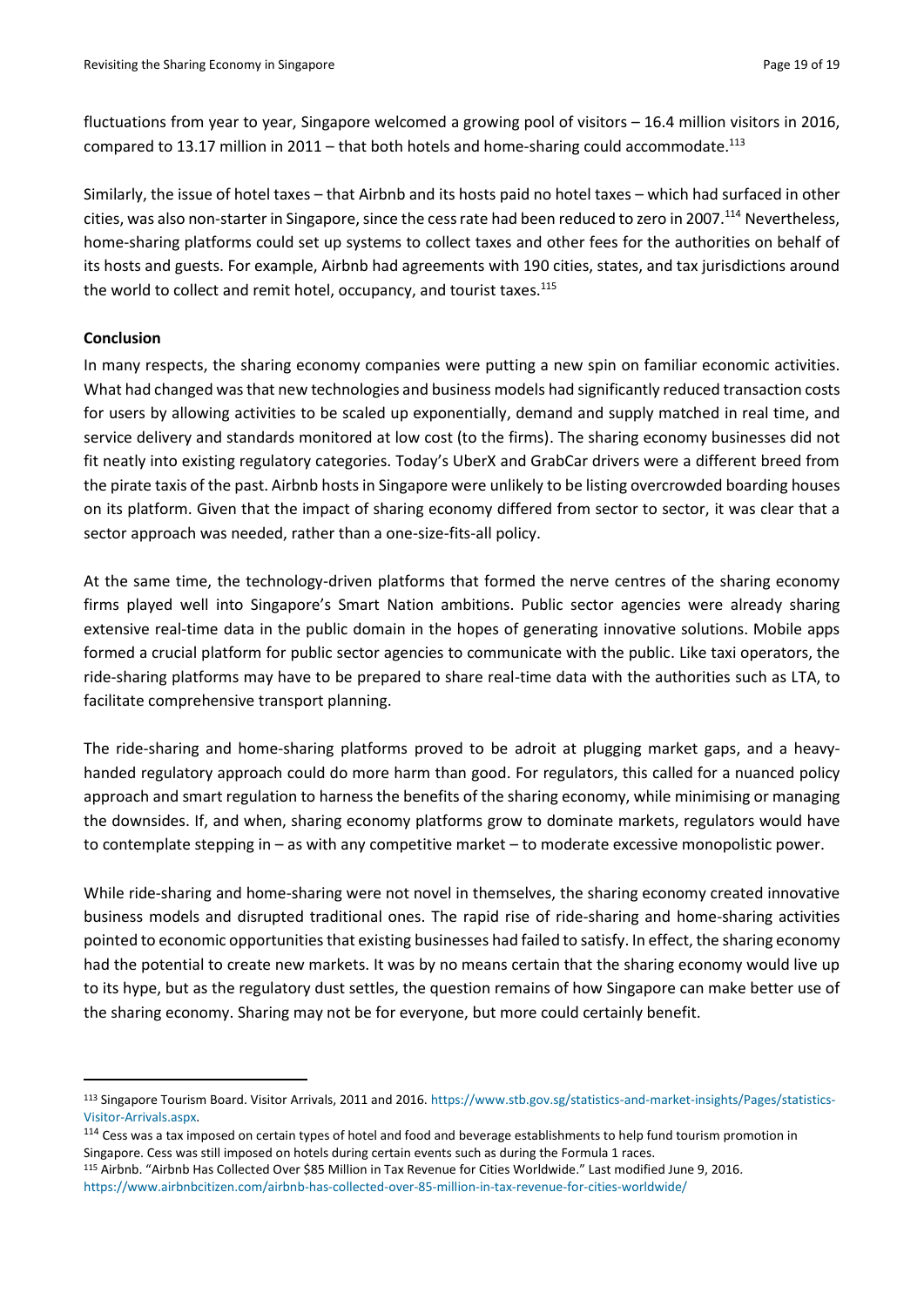fluctuations from year to year, Singapore welcomed a growing pool of visitors – 16.4 million visitors in 2016, compared to 13.17 million in 2011 – that both hotels and home-sharing could accommodate.[113]

Similarly, the issue of hotel taxes – that Airbnb and its hosts paid no hotel taxes – which had surfaced in other cities, was also non-starter in Singapore, since the cess rate had been reduced to zero in 2007.[114] Nevertheless, home-sharing platforms could set up systems to collect taxes and other fees for the authorities on behalf of its hosts and guests. For example, Airbnb had agreements with 190 cities, states, and tax jurisdictions around the world to collect and remit hotel, occupancy, and tourist taxes.[115]

**Conclusion**

In many respects, the sharing economy companies were putting a new spin on familiar economic activities. What had changed was that new technologies and business models had significantly reduced transaction costs for users by allowing activities to be scaled up exponentially, demand and supply matched in real time, and service delivery and standards monitored at low cost (to the firms). The sharing economy businesses did not fit neatly into existing regulatory categories. Today's UberX and GrabCar drivers were a different breed from the pirate taxis of the past. Airbnb hosts in Singapore were unlikely to be listing overcrowded boarding houses on its platform. Given that the impact of sharing economy differed from sector to sector, it was clear that a sector approach was needed, rather than a one-size-fits-all policy.

At the same time, the technology-driven platforms that formed the nerve centres of the sharing economy firms played well into Singapore's Smart Nation ambitions. Public sector agencies were already sharing extensive real-time data in the public domain in the hopes of generating innovative solutions. Mobile apps formed a crucial platform for public sector agencies to communicate with the public. Like taxi operators, the ride-sharing platforms may have to be prepared to share real-time data with the authorities such as LTA, to facilitate comprehensive transport planning.

The ride-sharing and home-sharing platforms proved to be adroit at plugging market gaps, and a heavy-handed regulatory approach could do more harm than good. For regulators, this called for a nuanced policy approach and smart regulation to harness the benefits of the sharing economy, while minimising or managing the downsides. If, and when, sharing economy platforms grow to dominate markets, regulators would have to contemplate stepping in – as with any competitive market – to moderate excessive monopolistic power.

While ride-sharing and home-sharing were not novel in themselves, the sharing economy created innovative business models and disrupted traditional ones. The rapid rise of ride-sharing and home-sharing activities pointed to economic opportunities that existing businesses had failed to satisfy. In effect, the sharing economy had the potential to create new markets. It was by no means certain that the sharing economy would live up to its hype, but as the regulatory dust settles, the question remains of how Singapore can make better use of the sharing economy. Sharing may not be for everyone, but more could certainly benefit.

---

[113] Singapore Tourism Board. Visitor Arrivals, 2011 and 2016. https://www.stb.gov.sg/statistics-and-market-insights/Pages/statistics-Visitor-Arrivals.aspx.

[114] Cess was a tax imposed on certain types of hotel and food and beverage establishments to help fund tourism promotion in Singapore. Cess was still imposed on hotels during certain events such as during the Formula 1 races.

[115] Airbnb. "Airbnb Has Collected Over $85 Million in Tax Revenue for Cities Worldwide." Last modified June 9, 2016. https://www.airbnbcitizen.com/airbnb-has-collected-over-85-million-in-tax-revenue-for-cities-worldwide/